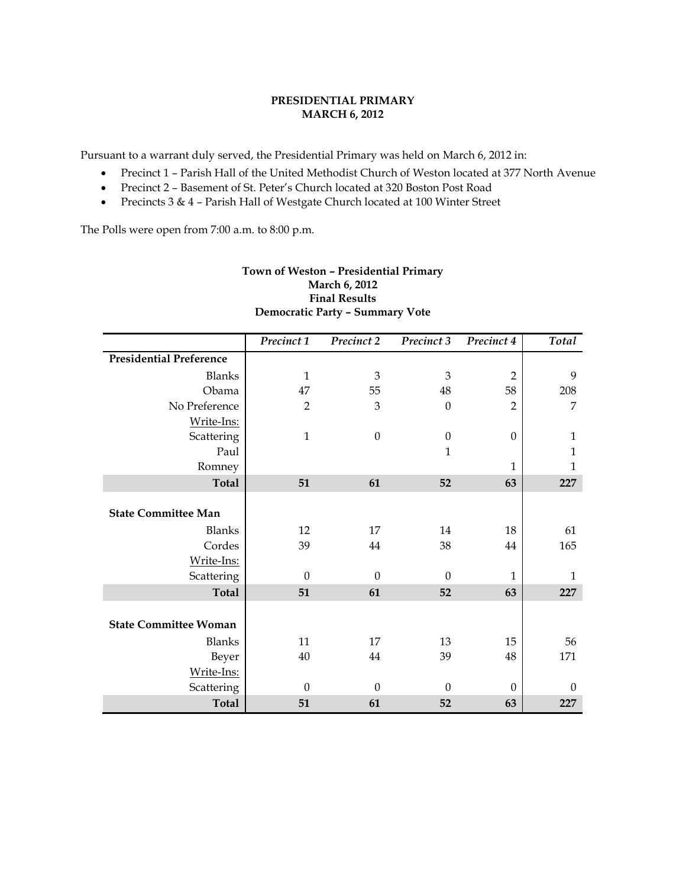**PRESIDENTIAL PRIMARY**
**MARCH 6, 2012**

Pursuant to a warrant duly served, the Presidential Primary was held on March 6, 2012 in:

- Precinct 1 – Parish Hall of the United Methodist Church of Weston located at 377 North Avenue
- Precinct 2 – Basement of St. Peter's Church located at 320 Boston Post Road
- Precincts 3 & 4 – Parish Hall of Westgate Church located at 100 Winter Street

The Polls were open from 7:00 a.m. to 8:00 p.m.

**Town of Weston – Presidential Primary**
**March 6, 2012**
**Final Results**
**Democratic Party – Summary Vote**

| | *Precinct 1* | *Precinct 2* | *Precinct 3* | *Precinct 4* | *Total* |
|---|---|---|---|---|---|
| **Presidential Preference** | | | | | |
| Blanks | 1 | 3 | 3 | 2 | 9 |
| Obama | 47 | 55 | 48 | 58 | 208 |
| No Preference | 2 | 3 | 0 | 2 | 7 |
| Write-Ins: | | | | | |
| Scattering | 1 | 0 | 0 | 0 | 1 |
| Paul | | | 1 | | 1 |
| Romney | | | | 1 | 1 |
| **Total** | **51** | **61** | **52** | **63** | **227** |
| | | | | | |
| **State Committee Man** | | | | | |
| Blanks | 12 | 17 | 14 | 18 | 61 |
| Cordes | 39 | 44 | 38 | 44 | 165 |
| Write-Ins: | | | | | |
| Scattering | 0 | 0 | 0 | 1 | 1 |
| **Total** | **51** | **61** | **52** | **63** | **227** |
| | | | | | |
| **State Committee Woman** | | | | | |
| Blanks | 11 | 17 | 13 | 15 | 56 |
| Beyer | 40 | 44 | 39 | 48 | 171 |
| Write-Ins: | | | | | |
| Scattering | 0 | 0 | 0 | 0 | 0 |
| **Total** | **51** | **61** | **52** | **63** | **227** |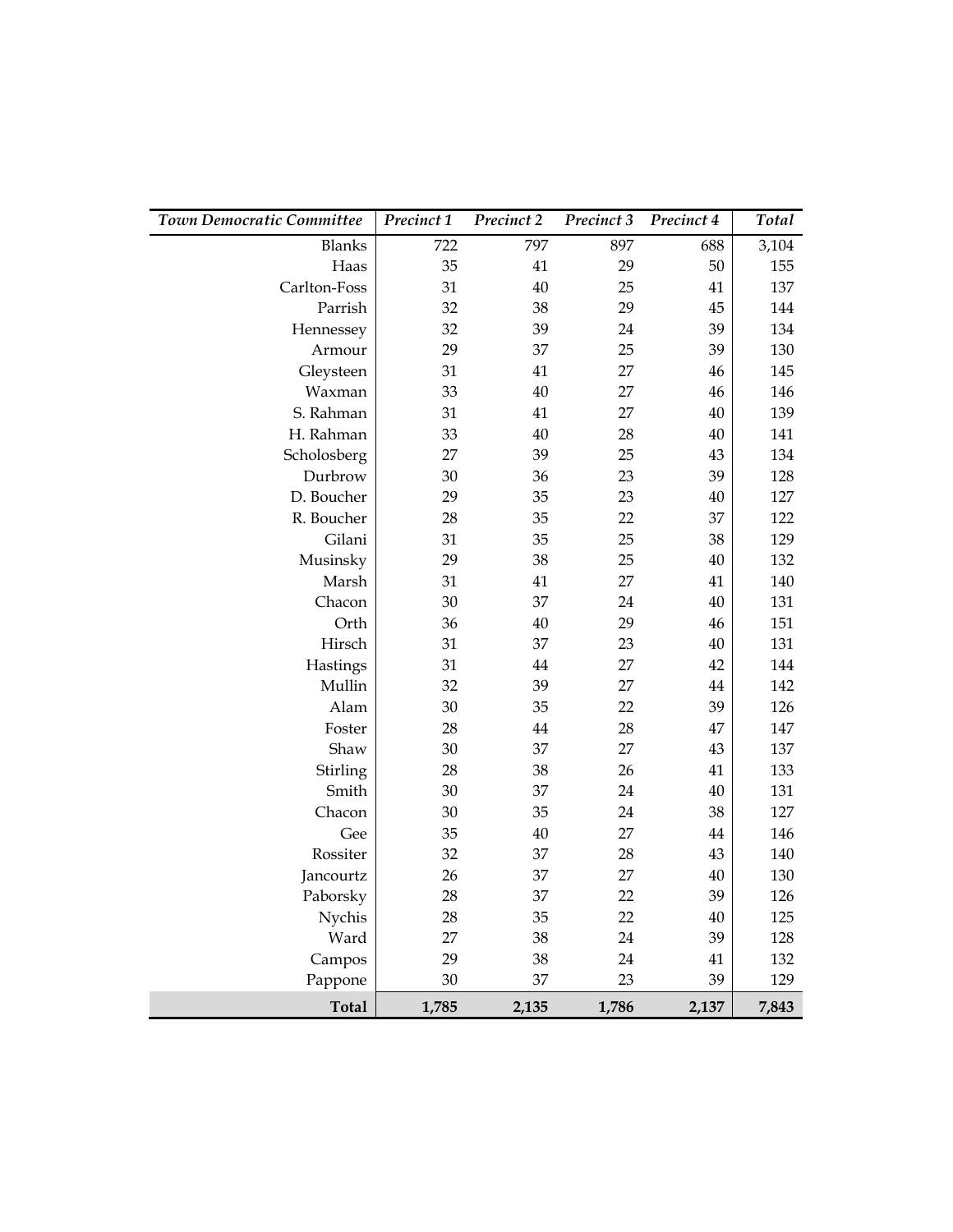| *Town Democratic Committee* | *Precinct 1* | *Precinct 2* | *Precinct 3* | *Precinct 4* | *Total* |
|---:|---:|---:|---:|---:|---:|
| Blanks | 722 | 797 | 897 | 688 | 3,104 |
| Haas | 35 | 41 | 29 | 50 | 155 |
| Carlton-Foss | 31 | 40 | 25 | 41 | 137 |
| Parrish | 32 | 38 | 29 | 45 | 144 |
| Hennessey | 32 | 39 | 24 | 39 | 134 |
| Armour | 29 | 37 | 25 | 39 | 130 |
| Gleysteen | 31 | 41 | 27 | 46 | 145 |
| Waxman | 33 | 40 | 27 | 46 | 146 |
| S. Rahman | 31 | 41 | 27 | 40 | 139 |
| H. Rahman | 33 | 40 | 28 | 40 | 141 |
| Scholosberg | 27 | 39 | 25 | 43 | 134 |
| Durbrow | 30 | 36 | 23 | 39 | 128 |
| D. Boucher | 29 | 35 | 23 | 40 | 127 |
| R. Boucher | 28 | 35 | 22 | 37 | 122 |
| Gilani | 31 | 35 | 25 | 38 | 129 |
| Musinsky | 29 | 38 | 25 | 40 | 132 |
| Marsh | 31 | 41 | 27 | 41 | 140 |
| Chacon | 30 | 37 | 24 | 40 | 131 |
| Orth | 36 | 40 | 29 | 46 | 151 |
| Hirsch | 31 | 37 | 23 | 40 | 131 |
| Hastings | 31 | 44 | 27 | 42 | 144 |
| Mullin | 32 | 39 | 27 | 44 | 142 |
| Alam | 30 | 35 | 22 | 39 | 126 |
| Foster | 28 | 44 | 28 | 47 | 147 |
| Shaw | 30 | 37 | 27 | 43 | 137 |
| Stirling | 28 | 38 | 26 | 41 | 133 |
| Smith | 30 | 37 | 24 | 40 | 131 |
| Chacon | 30 | 35 | 24 | 38 | 127 |
| Gee | 35 | 40 | 27 | 44 | 146 |
| Rossiter | 32 | 37 | 28 | 43 | 140 |
| Jancourtz | 26 | 37 | 27 | 40 | 130 |
| Paborsky | 28 | 37 | 22 | 39 | 126 |
| Nychis | 28 | 35 | 22 | 40 | 125 |
| Ward | 27 | 38 | 24 | 39 | 128 |
| Campos | 29 | 38 | 24 | 41 | 132 |
| Pappone | 30 | 37 | 23 | 39 | 129 |
| **Total** | **1,785** | **2,135** | **1,786** | **2,137** | **7,843** |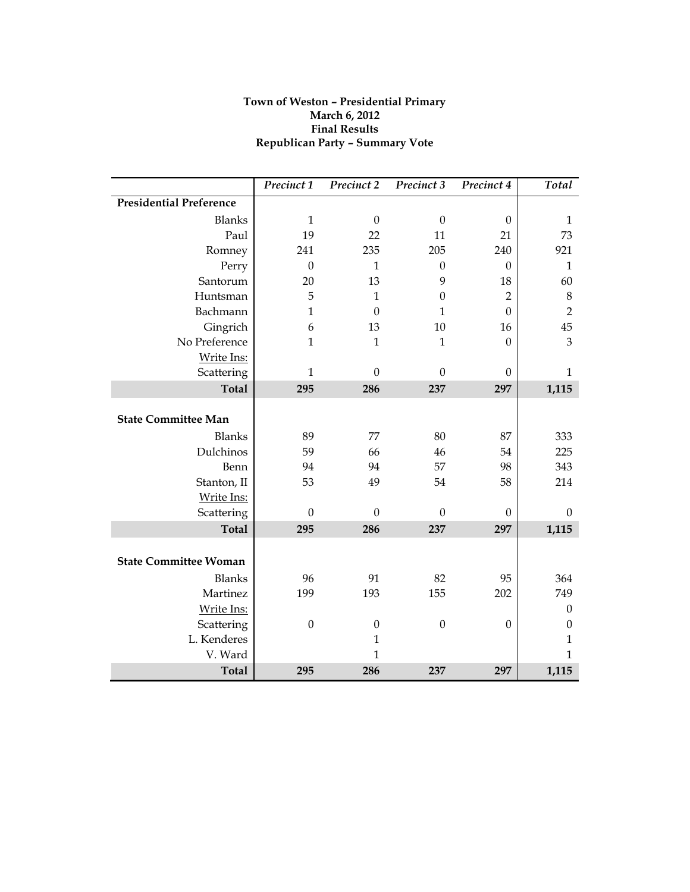**Town of Weston – Presidential Primary**
**March 6, 2012**
**Final Results**
**Republican Party – Summary Vote**

| | *Precinct 1* | *Precinct 2* | *Precinct 3* | *Precinct 4* | *Total* |
|---|---|---|---|---|---|
| **Presidential Preference** | | | | | |
| Blanks | 1 | 0 | 0 | 0 | 1 |
| Paul | 19 | 22 | 11 | 21 | 73 |
| Romney | 241 | 235 | 205 | 240 | 921 |
| Perry | 0 | 1 | 0 | 0 | 1 |
| Santorum | 20 | 13 | 9 | 18 | 60 |
| Huntsman | 5 | 1 | 0 | 2 | 8 |
| Bachmann | 1 | 0 | 1 | 0 | 2 |
| Gingrich | 6 | 13 | 10 | 16 | 45 |
| No Preference | 1 | 1 | 1 | 0 | 3 |
| Write Ins: | | | | | |
| Scattering | 1 | 0 | 0 | 0 | 1 |
| **Total** | **295** | **286** | **237** | **297** | **1,115** |
| | | | | | |
| **State Committee Man** | | | | | |
| Blanks | 89 | 77 | 80 | 87 | 333 |
| Dulchinos | 59 | 66 | 46 | 54 | 225 |
| Benn | 94 | 94 | 57 | 98 | 343 |
| Stanton, II | 53 | 49 | 54 | 58 | 214 |
| Write Ins: | | | | | |
| Scattering | 0 | 0 | 0 | 0 | 0 |
| **Total** | **295** | **286** | **237** | **297** | **1,115** |
| | | | | | |
| **State Committee Woman** | | | | | |
| Blanks | 96 | 91 | 82 | 95 | 364 |
| Martinez | 199 | 193 | 155 | 202 | 749 |
| Write Ins: | | | | | 0 |
| Scattering | 0 | 0 | 0 | 0 | 0 |
| L. Kenderes | | 1 | | | 1 |
| V. Ward | | 1 | | | 1 |
| **Total** | **295** | **286** | **237** | **297** | **1,115** |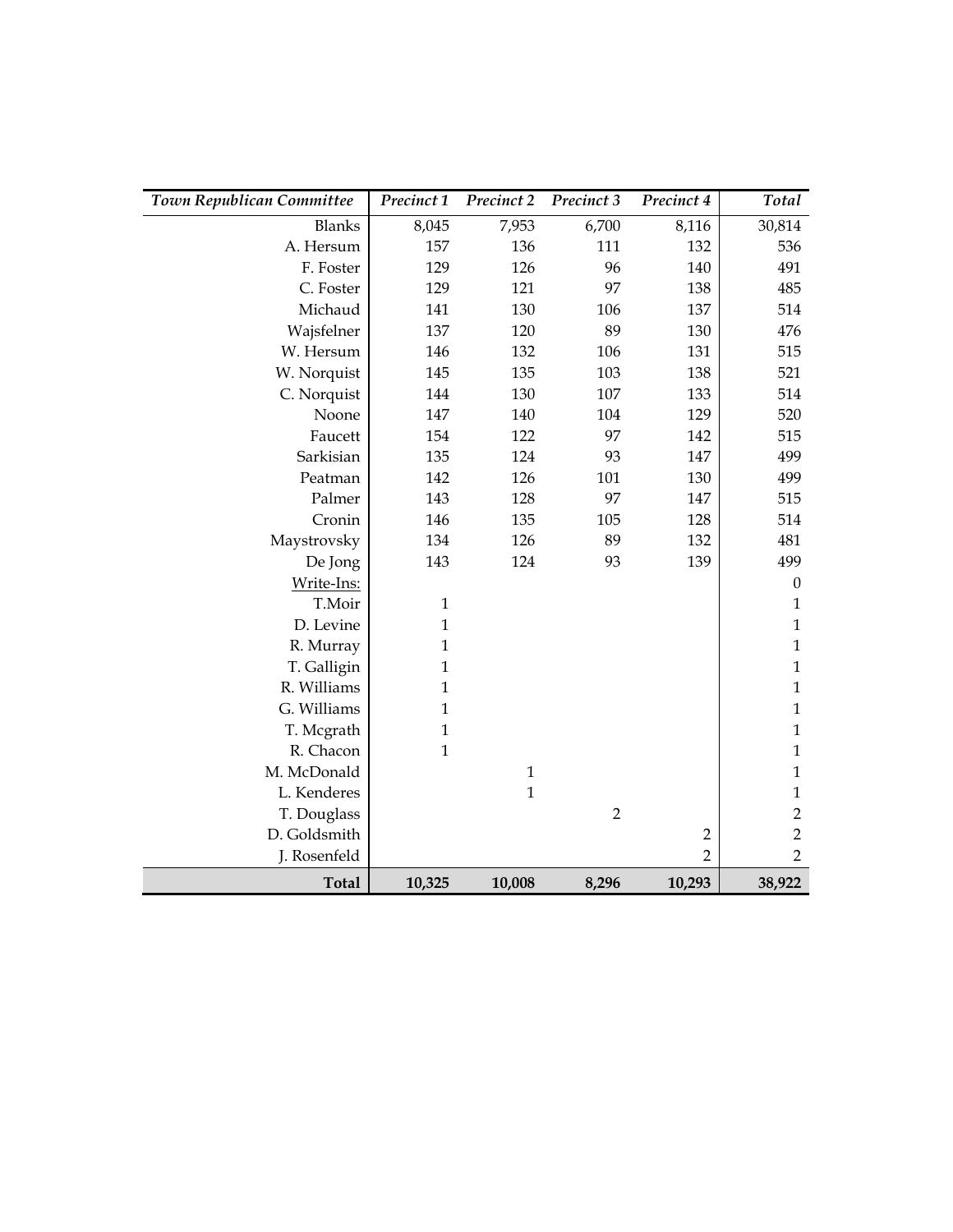| *Town Republican Committee* | *Precinct 1* | *Precinct 2* | *Precinct 3* | *Precinct 4* | *Total* |
|---:|---:|---:|---:|---:|---:|
| Blanks | 8,045 | 7,953 | 6,700 | 8,116 | 30,814 |
| A. Hersum | 157 | 136 | 111 | 132 | 536 |
| F. Foster | 129 | 126 | 96 | 140 | 491 |
| C. Foster | 129 | 121 | 97 | 138 | 485 |
| Michaud | 141 | 130 | 106 | 137 | 514 |
| Wajsfelner | 137 | 120 | 89 | 130 | 476 |
| W. Hersum | 146 | 132 | 106 | 131 | 515 |
| W. Norquist | 145 | 135 | 103 | 138 | 521 |
| C. Norquist | 144 | 130 | 107 | 133 | 514 |
| Noone | 147 | 140 | 104 | 129 | 520 |
| Faucett | 154 | 122 | 97 | 142 | 515 |
| Sarkisian | 135 | 124 | 93 | 147 | 499 |
| Peatman | 142 | 126 | 101 | 130 | 499 |
| Palmer | 143 | 128 | 97 | 147 | 515 |
| Cronin | 146 | 135 | 105 | 128 | 514 |
| Maystrovsky | 134 | 126 | 89 | 132 | 481 |
| De Jong | 143 | 124 | 93 | 139 | 499 |
| Write-Ins: | | | | | 0 |
| T.Moir | 1 | | | | 1 |
| D. Levine | 1 | | | | 1 |
| R. Murray | 1 | | | | 1 |
| T. Galligin | 1 | | | | 1 |
| R. Williams | 1 | | | | 1 |
| G. Williams | 1 | | | | 1 |
| T. Mcgrath | 1 | | | | 1 |
| R. Chacon | 1 | | | | 1 |
| M. McDonald | | 1 | | | 1 |
| L. Kenderes | | 1 | | | 1 |
| T. Douglass | | | 2 | | 2 |
| D. Goldsmith | | | | 2 | 2 |
| J. Rosenfeld | | | | 2 | 2 |
| **Total** | **10,325** | **10,008** | **8,296** | **10,293** | **38,922** |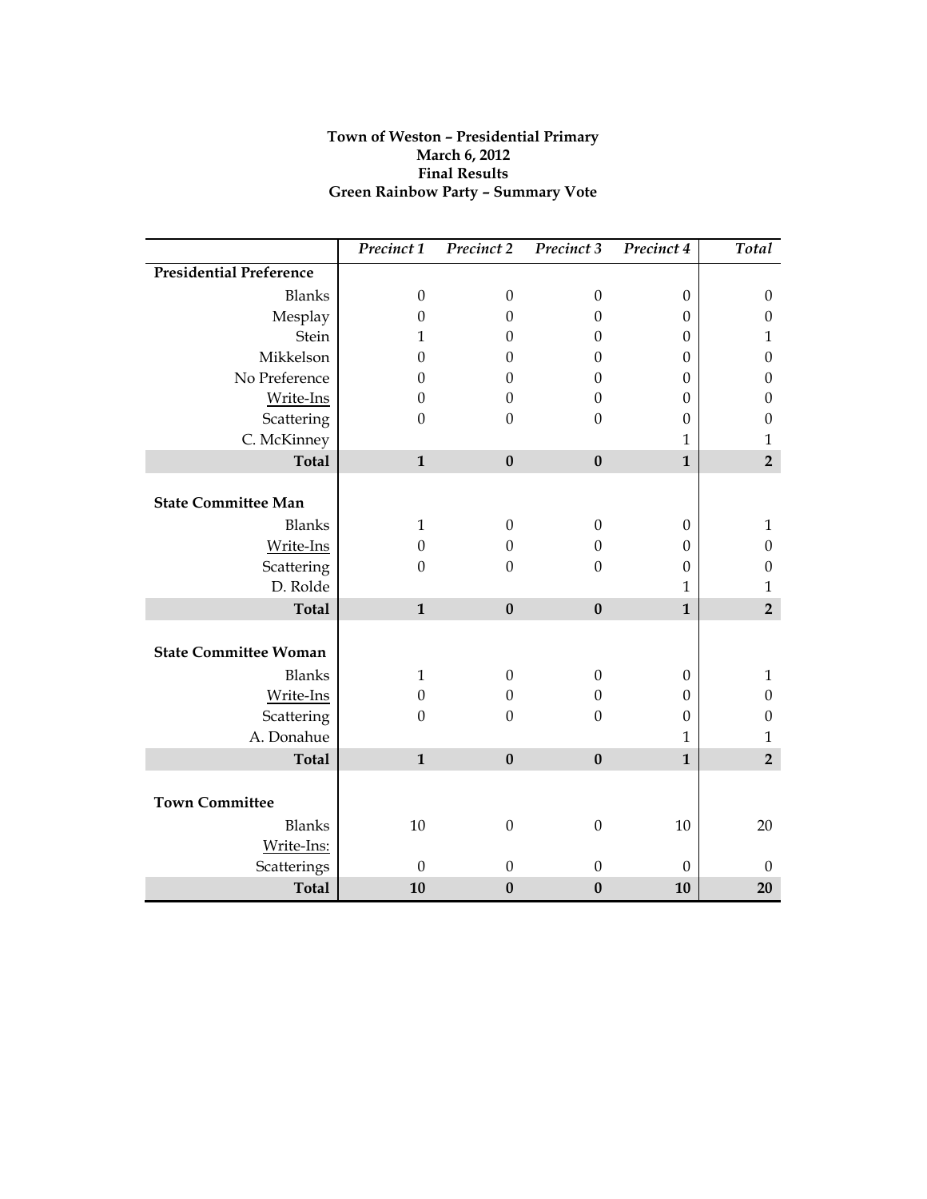**Town of Weston – Presidential Primary**
**March 6, 2012**
**Final Results**
**Green Rainbow Party – Summary Vote**

| | *Precinct 1* | *Precinct 2* | *Precinct 3* | *Precinct 4* | *Total* |
|---|---|---|---|---|---|
| **Presidential Preference** | | | | | |
| Blanks | 0 | 0 | 0 | 0 | 0 |
| Mesplay | 0 | 0 | 0 | 0 | 0 |
| Stein | 1 | 0 | 0 | 0 | 1 |
| Mikkelson | 0 | 0 | 0 | 0 | 0 |
| No Preference | 0 | 0 | 0 | 0 | 0 |
| Write-Ins | 0 | 0 | 0 | 0 | 0 |
| Scattering | 0 | 0 | 0 | 0 | 0 |
| C. McKinney | | | | 1 | 1 |
| **Total** | **1** | **0** | **0** | **1** | **2** |
| | | | | | |
| **State Committee Man** | | | | | |
| Blanks | 1 | 0 | 0 | 0 | 1 |
| Write-Ins | 0 | 0 | 0 | 0 | 0 |
| Scattering | 0 | 0 | 0 | 0 | 0 |
| D. Rolde | | | | 1 | 1 |
| **Total** | **1** | **0** | **0** | **1** | **2** |
| | | | | | |
| **State Committee Woman** | | | | | |
| Blanks | 1 | 0 | 0 | 0 | 1 |
| Write-Ins | 0 | 0 | 0 | 0 | 0 |
| Scattering | 0 | 0 | 0 | 0 | 0 |
| A. Donahue | | | | 1 | 1 |
| **Total** | **1** | **0** | **0** | **1** | **2** |
| | | | | | |
| **Town Committee** | | | | | |
| Blanks | 10 | 0 | 0 | 10 | 20 |
| Write-Ins: | | | | | |
| Scatterings | 0 | 0 | 0 | 0 | 0 |
| **Total** | **10** | **0** | **0** | **10** | **20** |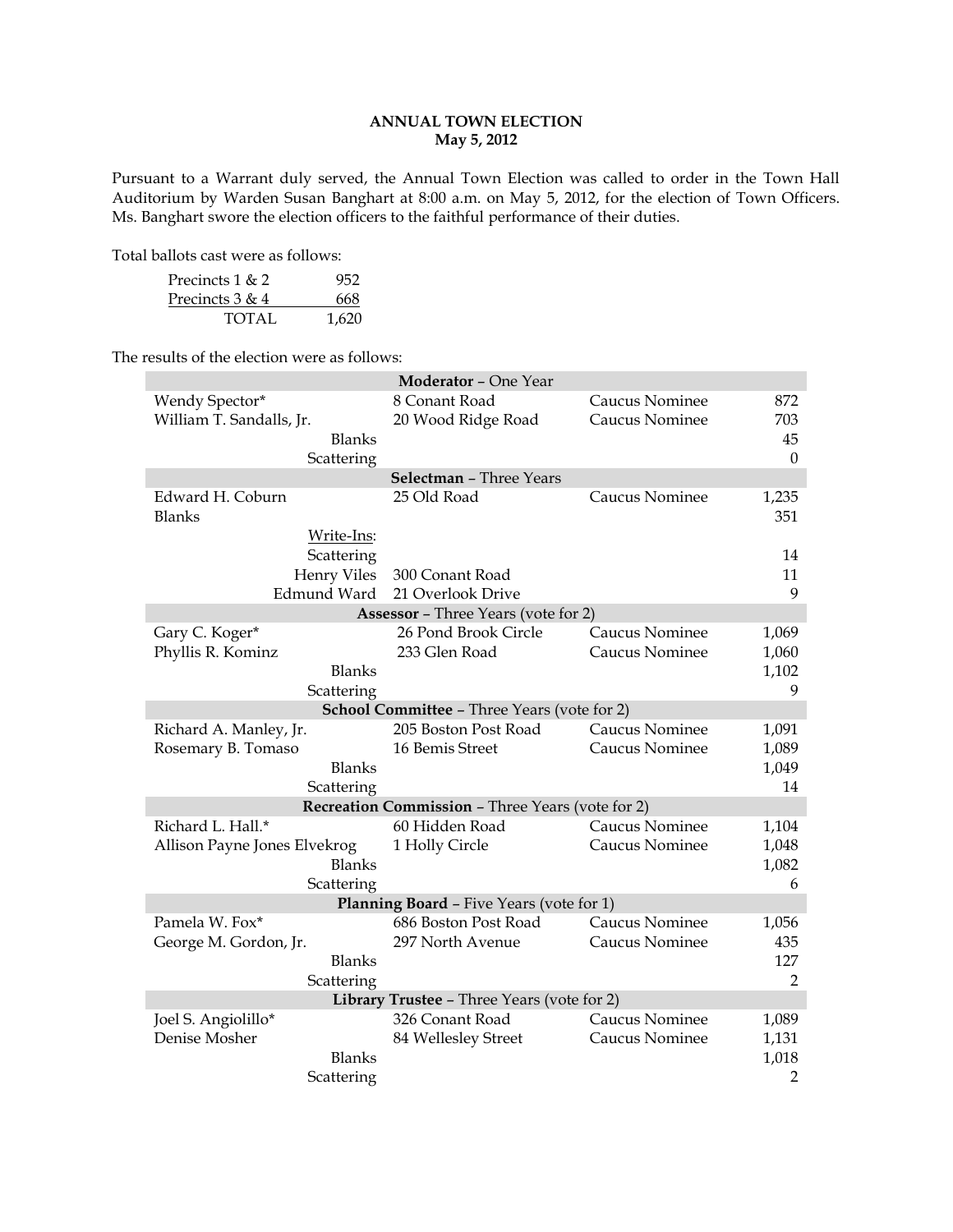# ANNUAL TOWN ELECTION
## May 5, 2012

Pursuant to a Warrant duly served, the Annual Town Election was called to order in the Town Hall Auditorium by Warden Susan Banghart at 8:00 a.m. on May 5, 2012, for the election of Town Officers. Ms. Banghart swore the election officers to the faithful performance of their duties.

Total ballots cast were as follows:

| | |
|---|---|
| Precincts 1 & 2 | 952 |
| Precincts 3 & 4 | 668 |
| TOTAL | 1,620 |

The results of the election were as follows:

| | | | |
|---|---|---|---|
| **Moderator** – One Year | | | |
| Wendy Spector* | 8 Conant Road | Caucus Nominee | 872 |
| William T. Sandalls, Jr. | 20 Wood Ridge Road | Caucus Nominee | 703 |
| Blanks | | | 45 |
| Scattering | | | 0 |
| **Selectman** – Three Years | | | |
| Edward H. Coburn | 25 Old Road | Caucus Nominee | 1,235 |
| Blanks | | | 351 |
| Write-Ins: | | | |
| Scattering | | | 14 |
| Henry Viles | 300 Conant Road | | 11 |
| Edmund Ward | 21 Overlook Drive | | 9 |
| **Assessor** – Three Years (vote for 2) | | | |
| Gary C. Koger* | 26 Pond Brook Circle | Caucus Nominee | 1,069 |
| Phyllis R. Kominz | 233 Glen Road | Caucus Nominee | 1,060 |
| Blanks | | | 1,102 |
| Scattering | | | 9 |
| **School Committee** – Three Years (vote for 2) | | | |
| Richard A. Manley, Jr. | 205 Boston Post Road | Caucus Nominee | 1,091 |
| Rosemary B. Tomaso | 16 Bemis Street | Caucus Nominee | 1,089 |
| Blanks | | | 1,049 |
| Scattering | | | 14 |
| **Recreation Commission** – Three Years (vote for 2) | | | |
| Richard L. Hall.* | 60 Hidden Road | Caucus Nominee | 1,104 |
| Allison Payne Jones Elvekrog | 1 Holly Circle | Caucus Nominee | 1,048 |
| Blanks | | | 1,082 |
| Scattering | | | 6 |
| **Planning Board** – Five Years (vote for 1) | | | |
| Pamela W. Fox* | 686 Boston Post Road | Caucus Nominee | 1,056 |
| George M. Gordon, Jr. | 297 North Avenue | Caucus Nominee | 435 |
| Blanks | | | 127 |
| Scattering | | | 2 |
| **Library Trustee** – Three Years (vote for 2) | | | |
| Joel S. Angiolillo* | 326 Conant Road | Caucus Nominee | 1,089 |
| Denise Mosher | 84 Wellesley Street | Caucus Nominee | 1,131 |
| Blanks | | | 1,018 |
| Scattering | | | 2 |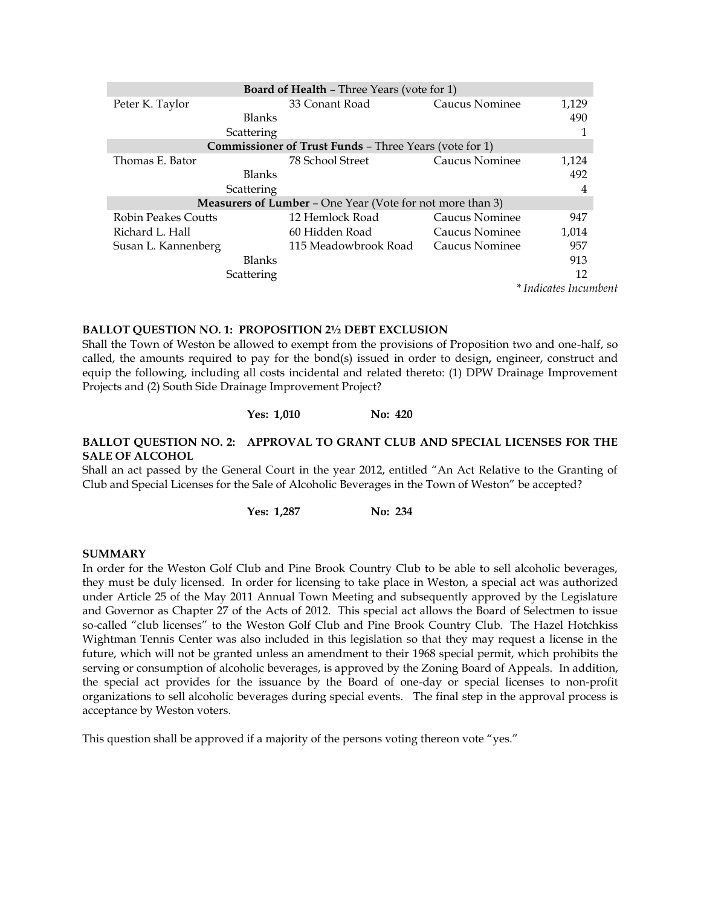| **Board of Health** – Three Years (vote for 1) | | | |
|---|---|---|---|
| Peter K. Taylor | 33 Conant Road | Caucus Nominee | 1,129 |
| Blanks | | | 490 |
| Scattering | | | 1 |
| **Commissioner of Trust Funds** – Three Years (vote for 1) | | | |
| Thomas E. Bator | 78 School Street | Caucus Nominee | 1,124 |
| Blanks | | | 492 |
| Scattering | | | 4 |
| **Measurers of Lumber** – One Year (Vote for not more than 3) | | | |
| Robin Peakes Coutts | 12 Hemlock Road | Caucus Nominee | 947 |
| Richard L. Hall | 60 Hidden Road | Caucus Nominee | 1,014 |
| Susan L. Kannenberg | 115 Meadowbrook Road | Caucus Nominee | 957 |
| Blanks | | | 913 |
| Scattering | | | 12 |

*\* Indicates Incumbent*

**BALLOT QUESTION NO. 1: PROPOSITION 2½ DEBT EXCLUSION**

Shall the Town of Weston be allowed to exempt from the provisions of Proposition two and one-half, so called, the amounts required to pay for the bond(s) issued in order to design, engineer, construct and equip the following, including all costs incidental and related thereto: (1) DPW Drainage Improvement Projects and (2) South Side Drainage Improvement Project?

**Yes: 1,010 No: 420**

**BALLOT QUESTION NO. 2: APPROVAL TO GRANT CLUB AND SPECIAL LICENSES FOR THE SALE OF ALCOHOL**

Shall an act passed by the General Court in the year 2012, entitled "An Act Relative to the Granting of Club and Special Licenses for the Sale of Alcoholic Beverages in the Town of Weston" be accepted?

**Yes: 1,287 No: 234**

**SUMMARY**

In order for the Weston Golf Club and Pine Brook Country Club to be able to sell alcoholic beverages, they must be duly licensed. In order for licensing to take place in Weston, a special act was authorized under Article 25 of the May 2011 Annual Town Meeting and subsequently approved by the Legislature and Governor as Chapter 27 of the Acts of 2012. This special act allows the Board of Selectmen to issue so-called "club licenses" to the Weston Golf Club and Pine Brook Country Club. The Hazel Hotchkiss Wightman Tennis Center was also included in this legislation so that they may request a license in the future, which will not be granted unless an amendment to their 1968 special permit, which prohibits the serving or consumption of alcoholic beverages, is approved by the Zoning Board of Appeals. In addition, the special act provides for the issuance by the Board of one-day or special licenses to non-profit organizations to sell alcoholic beverages during special events. The final step in the approval process is acceptance by Weston voters.

This question shall be approved if a majority of the persons voting thereon vote "yes."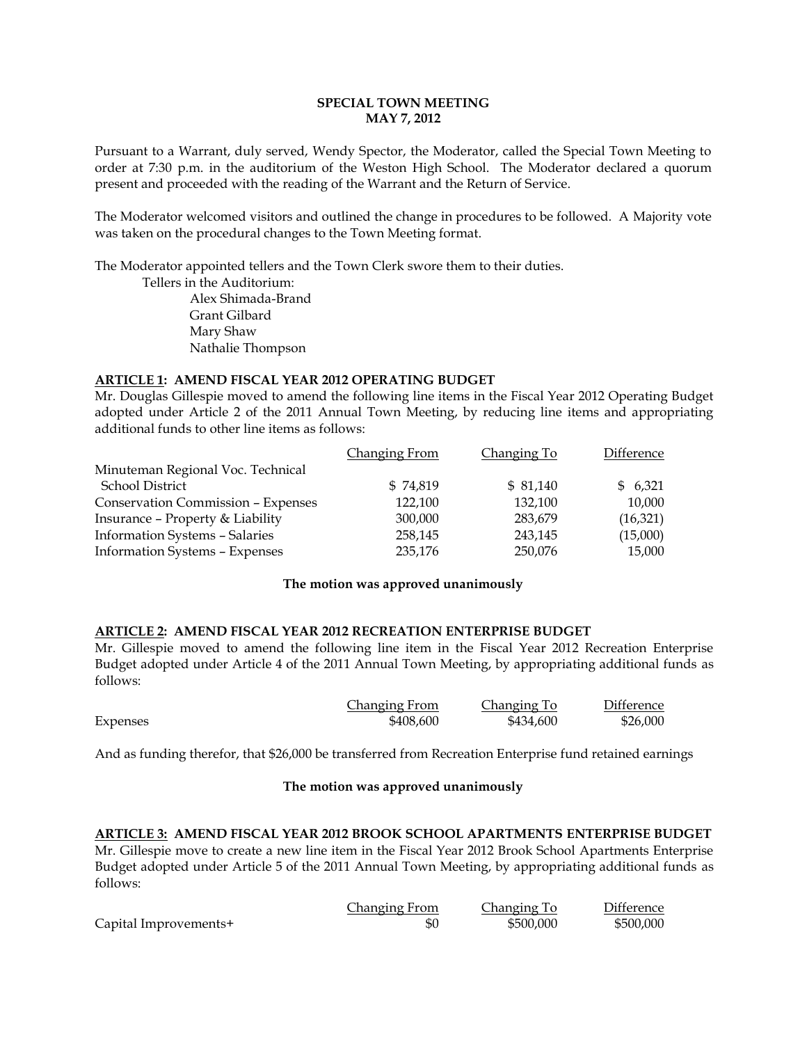**SPECIAL TOWN MEETING**
**MAY 7, 2012**

Pursuant to a Warrant, duly served, Wendy Spector, the Moderator, called the Special Town Meeting to order at 7:30 p.m. in the auditorium of the Weston High School. The Moderator declared a quorum present and proceeded with the reading of the Warrant and the Return of Service.

The Moderator welcomed visitors and outlined the change in procedures to be followed. A Majority vote was taken on the procedural changes to the Town Meeting format.

The Moderator appointed tellers and the Town Clerk swore them to their duties.

Tellers in the Auditorium:
- Alex Shimada-Brand
- Grant Gilbard
- Mary Shaw
- Nathalie Thompson

**ARTICLE 1: AMEND FISCAL YEAR 2012 OPERATING BUDGET**

Mr. Douglas Gillespie moved to amend the following line items in the Fiscal Year 2012 Operating Budget adopted under Article 2 of the 2011 Annual Town Meeting, by reducing line items and appropriating additional funds to other line items as follows:

| | Changing From | Changing To | Difference |
|---|---|---|---|
| Minuteman Regional Voc. Technical School District | $ 74,819 | $ 81,140 | $ 6,321 |
| Conservation Commission – Expenses | 122,100 | 132,100 | 10,000 |
| Insurance – Property & Liability | 300,000 | 283,679 | (16,321) |
| Information Systems – Salaries | 258,145 | 243,145 | (15,000) |
| Information Systems – Expenses | 235,176 | 250,076 | 15,000 |

**The motion was approved unanimously**

**ARTICLE 2: AMEND FISCAL YEAR 2012 RECREATION ENTERPRISE BUDGET**

Mr. Gillespie moved to amend the following line item in the Fiscal Year 2012 Recreation Enterprise Budget adopted under Article 4 of the 2011 Annual Town Meeting, by appropriating additional funds as follows:

| | Changing From | Changing To | Difference |
|---|---|---|---|
| Expenses | $408,600 | $434,600 | $26,000 |

And as funding therefor, that $26,000 be transferred from Recreation Enterprise fund retained earnings

**The motion was approved unanimously**

**ARTICLE 3: AMEND FISCAL YEAR 2012 BROOK SCHOOL APARTMENTS ENTERPRISE BUDGET**

Mr. Gillespie move to create a new line item in the Fiscal Year 2012 Brook School Apartments Enterprise Budget adopted under Article 5 of the 2011 Annual Town Meeting, by appropriating additional funds as follows:

| | Changing From | Changing To | Difference |
|---|---|---|---|
| Capital Improvements+ | $0 | $500,000 | $500,000 |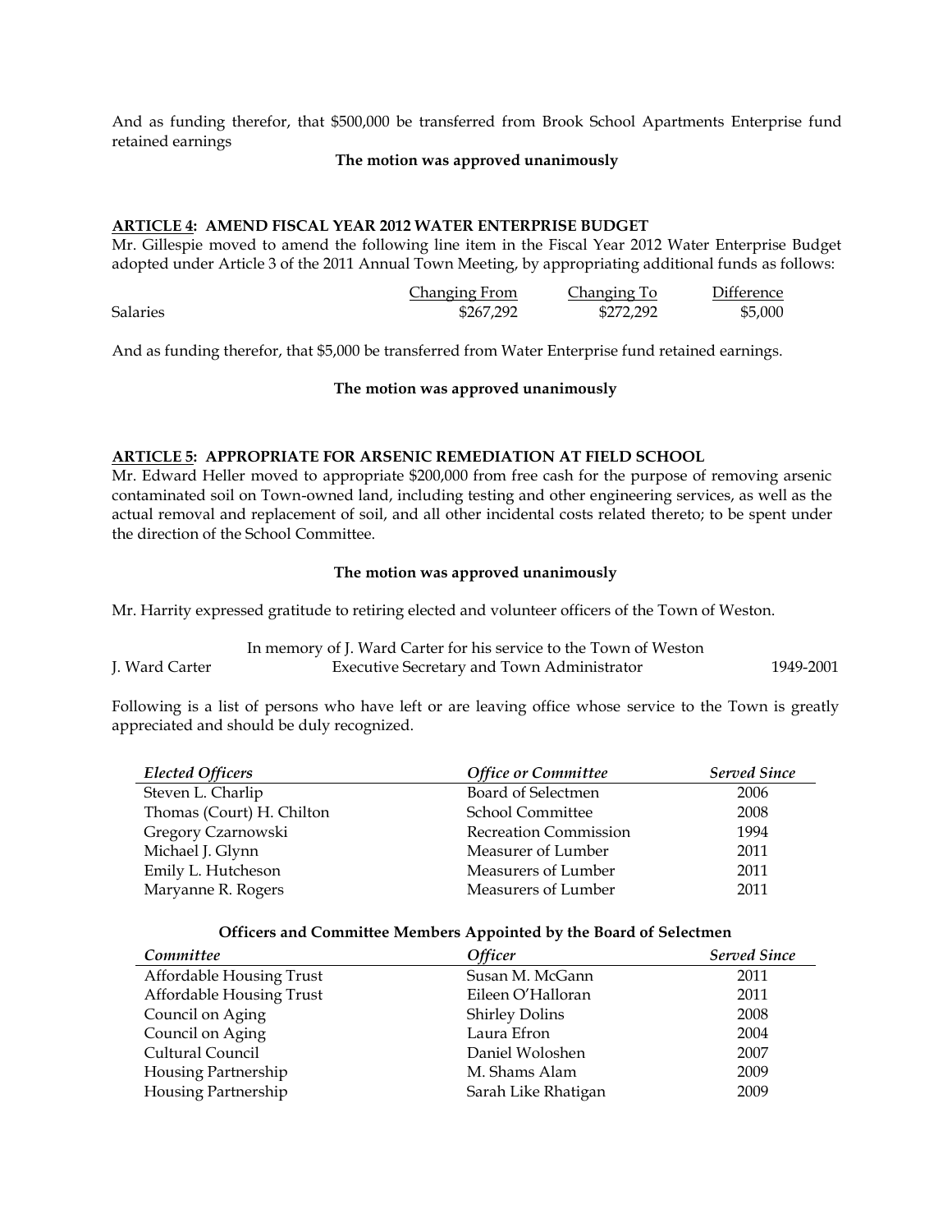And as funding therefor, that $500,000 be transferred from Brook School Apartments Enterprise fund retained earnings

**The motion was approved unanimously**

**ARTICLE 4: AMEND FISCAL YEAR 2012 WATER ENTERPRISE BUDGET**

Mr. Gillespie moved to amend the following line item in the Fiscal Year 2012 Water Enterprise Budget adopted under Article 3 of the 2011 Annual Town Meeting, by appropriating additional funds as follows:

| | Changing From | Changing To | Difference |
|---|---|---|---|
| Salaries | $267,292 | $272,292 | $5,000 |

And as funding therefor, that $5,000 be transferred from Water Enterprise fund retained earnings.

**The motion was approved unanimously**

**ARTICLE 5: APPROPRIATE FOR ARSENIC REMEDIATION AT FIELD SCHOOL**

Mr. Edward Heller moved to appropriate $200,000 from free cash for the purpose of removing arsenic contaminated soil on Town-owned land, including testing and other engineering services, as well as the actual removal and replacement of soil, and all other incidental costs related thereto; to be spent under the direction of the School Committee.

**The motion was approved unanimously**

Mr. Harrity expressed gratitude to retiring elected and volunteer officers of the Town of Weston.

In memory of J. Ward Carter for his service to the Town of Weston

| | | |
|---|---|---|
| J. Ward Carter | Executive Secretary and Town Administrator | 1949-2001 |

Following is a list of persons who have left or are leaving office whose service to the Town is greatly appreciated and should be duly recognized.

| *Elected Officers* | *Office or Committee* | *Served Since* |
|---|---|---|
| Steven L. Charlip | Board of Selectmen | 2006 |
| Thomas (Court) H. Chilton | School Committee | 2008 |
| Gregory Czarnowski | Recreation Commission | 1994 |
| Michael J. Glynn | Measurer of Lumber | 2011 |
| Emily L. Hutcheson | Measurers of Lumber | 2011 |
| Maryanne R. Rogers | Measurers of Lumber | 2011 |

**Officers and Committee Members Appointed by the Board of Selectmen**

| *Committee* | *Officer* | *Served Since* |
|---|---|---|
| Affordable Housing Trust | Susan M. McGann | 2011 |
| Affordable Housing Trust | Eileen O'Halloran | 2011 |
| Council on Aging | Shirley Dolins | 2008 |
| Council on Aging | Laura Efron | 2004 |
| Cultural Council | Daniel Woloshen | 2007 |
| Housing Partnership | M. Shams Alam | 2009 |
| Housing Partnership | Sarah Like Rhatigan | 2009 |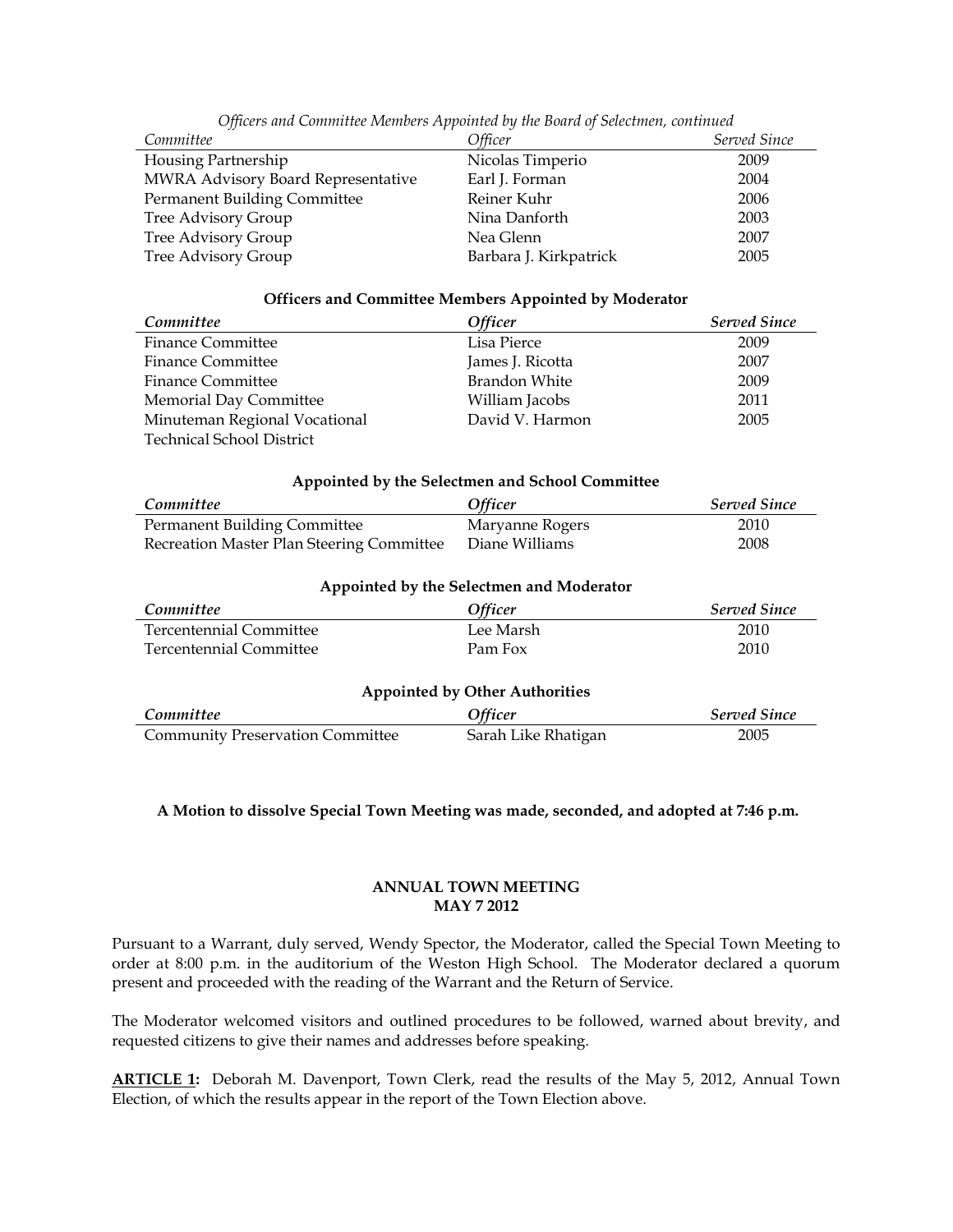*Officers and Committee Members Appointed by the Board of Selectmen, continued*

| *Committee* | *Officer* | *Served Since* |
|---|---|---|
| Housing Partnership | Nicolas Timperio | 2009 |
| MWRA Advisory Board Representative | Earl J. Forman | 2004 |
| Permanent Building Committee | Reiner Kuhr | 2006 |
| Tree Advisory Group | Nina Danforth | 2003 |
| Tree Advisory Group | Nea Glenn | 2007 |
| Tree Advisory Group | Barbara J. Kirkpatrick | 2005 |

**Officers and Committee Members Appointed by Moderator**

| *Committee* | *Officer* | *Served Since* |
|---|---|---|
| Finance Committee | Lisa Pierce | 2009 |
| Finance Committee | James J. Ricotta | 2007 |
| Finance Committee | Brandon White | 2009 |
| Memorial Day Committee | William Jacobs | 2011 |
| Minuteman Regional Vocational Technical School District | David V. Harmon | 2005 |

**Appointed by the Selectmen and School Committee**

| *Committee* | *Officer* | *Served Since* |
|---|---|---|
| Permanent Building Committee | Maryanne Rogers | 2010 |
| Recreation Master Plan Steering Committee | Diane Williams | 2008 |

**Appointed by the Selectmen and Moderator**

| *Committee* | *Officer* | *Served Since* |
|---|---|---|
| Tercentennial Committee | Lee Marsh | 2010 |
| Tercentennial Committee | Pam Fox | 2010 |

**Appointed by Other Authorities**

| *Committee* | *Officer* | *Served Since* |
|---|---|---|
| Community Preservation Committee | Sarah Like Rhatigan | 2005 |

**A Motion to dissolve Special Town Meeting was made, seconded, and adopted at 7:46 p.m.**

## ANNUAL TOWN MEETING
## MAY 7 2012

Pursuant to a Warrant, duly served, Wendy Spector, the Moderator, called the Special Town Meeting to order at 8:00 p.m. in the auditorium of the Weston High School. The Moderator declared a quorum present and proceeded with the reading of the Warrant and the Return of Service.

The Moderator welcomed visitors and outlined procedures to be followed, warned about brevity, and requested citizens to give their names and addresses before speaking.

**ARTICLE 1:** Deborah M. Davenport, Town Clerk, read the results of the May 5, 2012, Annual Town Election, of which the results appear in the report of the Town Election above.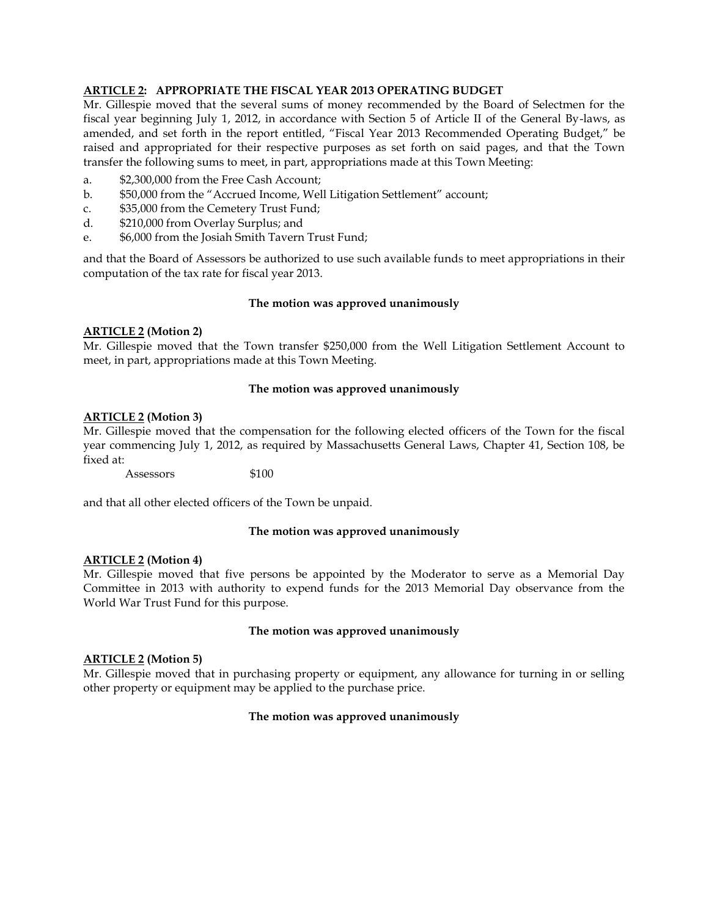**ARTICLE 2: APPROPRIATE THE FISCAL YEAR 2013 OPERATING BUDGET**

Mr. Gillespie moved that the several sums of money recommended by the Board of Selectmen for the fiscal year beginning July 1, 2012, in accordance with Section 5 of Article II of the General By-laws, as amended, and set forth in the report entitled, "Fiscal Year 2013 Recommended Operating Budget," be raised and appropriated for their respective purposes as set forth on said pages, and that the Town transfer the following sums to meet, in part, appropriations made at this Town Meeting:

a. $2,300,000 from the Free Cash Account;
b. $50,000 from the "Accrued Income, Well Litigation Settlement" account;
c. $35,000 from the Cemetery Trust Fund;
d. $210,000 from Overlay Surplus; and
e. $6,000 from the Josiah Smith Tavern Trust Fund;

and that the Board of Assessors be authorized to use such available funds to meet appropriations in their computation of the tax rate for fiscal year 2013.

**The motion was approved unanimously**

**ARTICLE 2 (Motion 2)**

Mr. Gillespie moved that the Town transfer $250,000 from the Well Litigation Settlement Account to meet, in part, appropriations made at this Town Meeting.

**The motion was approved unanimously**

**ARTICLE 2 (Motion 3)**

Mr. Gillespie moved that the compensation for the following elected officers of the Town for the fiscal year commencing July 1, 2012, as required by Massachusetts General Laws, Chapter 41, Section 108, be fixed at:

Assessors $100

and that all other elected officers of the Town be unpaid.

**The motion was approved unanimously**

**ARTICLE 2 (Motion 4)**

Mr. Gillespie moved that five persons be appointed by the Moderator to serve as a Memorial Day Committee in 2013 with authority to expend funds for the 2013 Memorial Day observance from the World War Trust Fund for this purpose.

**The motion was approved unanimously**

**ARTICLE 2 (Motion 5)**

Mr. Gillespie moved that in purchasing property or equipment, any allowance for turning in or selling other property or equipment may be applied to the purchase price.

**The motion was approved unanimously**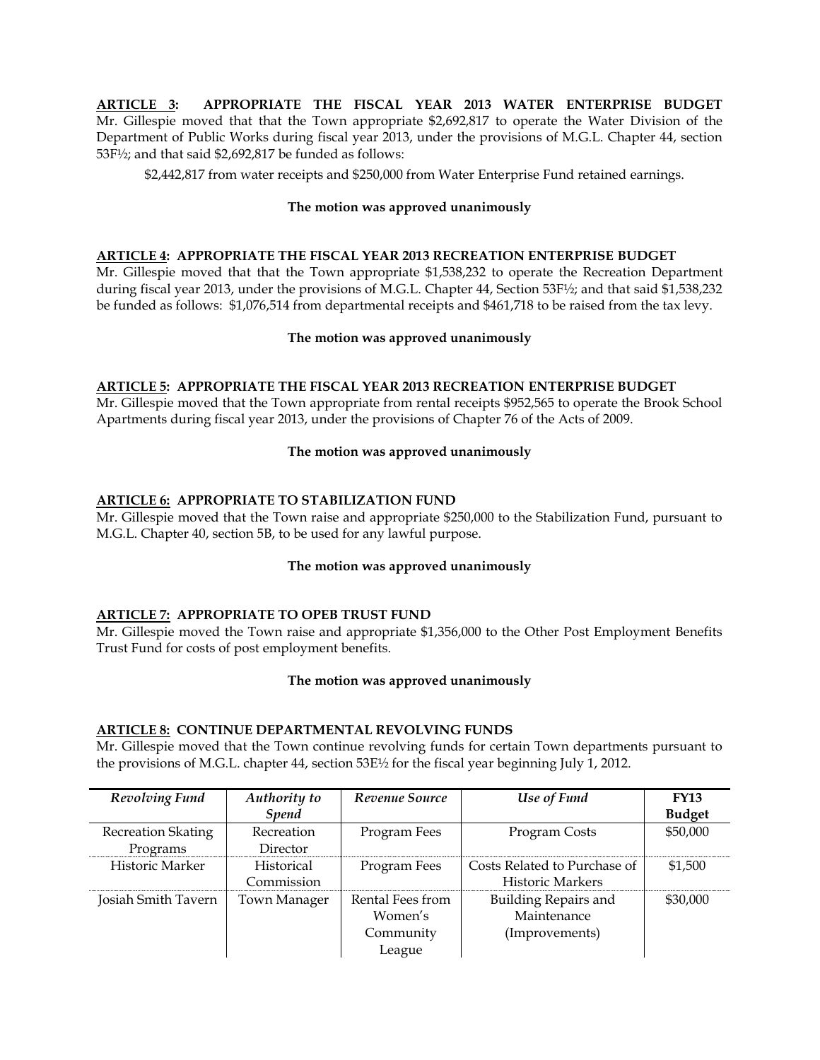**ARTICLE 3: APPROPRIATE THE FISCAL YEAR 2013 WATER ENTERPRISE BUDGET**
Mr. Gillespie moved that that the Town appropriate $2,692,817 to operate the Water Division of the Department of Public Works during fiscal year 2013, under the provisions of M.G.L. Chapter 44, section 53F½; and that said $2,692,817 be funded as follows:

$2,442,817 from water receipts and $250,000 from Water Enterprise Fund retained earnings.

**The motion was approved unanimously**

**ARTICLE 4: APPROPRIATE THE FISCAL YEAR 2013 RECREATION ENTERPRISE BUDGET**
Mr. Gillespie moved that that the Town appropriate $1,538,232 to operate the Recreation Department during fiscal year 2013, under the provisions of M.G.L. Chapter 44, Section 53F½; and that said $1,538,232 be funded as follows: $1,076,514 from departmental receipts and $461,718 to be raised from the tax levy.

**The motion was approved unanimously**

**ARTICLE 5: APPROPRIATE THE FISCAL YEAR 2013 RECREATION ENTERPRISE BUDGET**
Mr. Gillespie moved that the Town appropriate from rental receipts $952,565 to operate the Brook School Apartments during fiscal year 2013, under the provisions of Chapter 76 of the Acts of 2009.

**The motion was approved unanimously**

**ARTICLE 6: APPROPRIATE TO STABILIZATION FUND**
Mr. Gillespie moved that the Town raise and appropriate $250,000 to the Stabilization Fund, pursuant to M.G.L. Chapter 40, section 5B, to be used for any lawful purpose.

**The motion was approved unanimously**

**ARTICLE 7: APPROPRIATE TO OPEB TRUST FUND**
Mr. Gillespie moved the Town raise and appropriate $1,356,000 to the Other Post Employment Benefits Trust Fund for costs of post employment benefits.

**The motion was approved unanimously**

**ARTICLE 8: CONTINUE DEPARTMENTAL REVOLVING FUNDS**
Mr. Gillespie moved that the Town continue revolving funds for certain Town departments pursuant to the provisions of M.G.L. chapter 44, section 53E½ for the fiscal year beginning July 1, 2012.

| *Revolving Fund* | *Authority to Spend* | *Revenue Source* | *Use of Fund* | **FY13 Budget** |
|---|---|---|---|---|
| Recreation Skating Programs | Recreation Director | Program Fees | Program Costs | $50,000 |
| Historic Marker | Historical Commission | Program Fees | Costs Related to Purchase of Historic Markers | $1,500 |
| Josiah Smith Tavern | Town Manager | Rental Fees from Women's Community League | Building Repairs and Maintenance (Improvements) | $30,000 |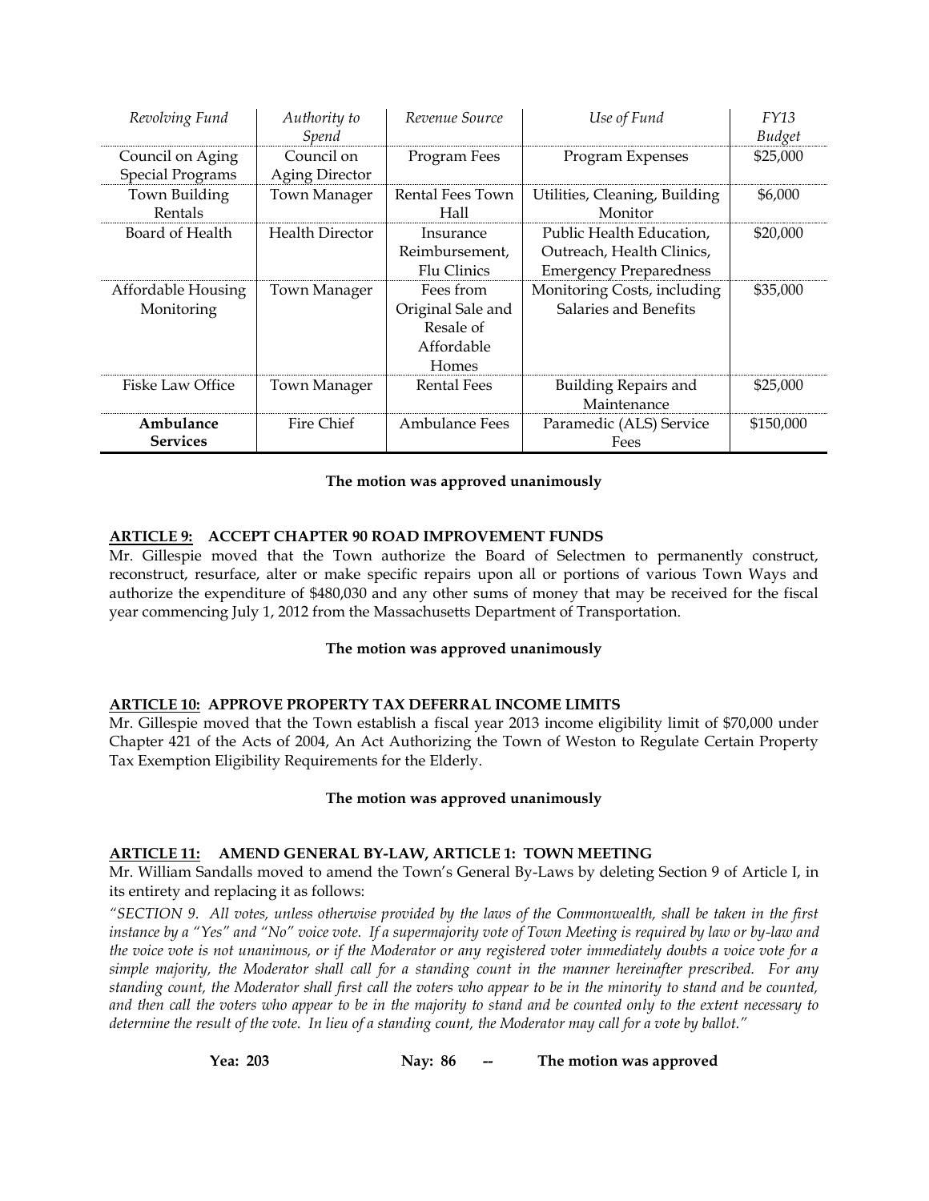| *Revolving Fund* | *Authority to Spend* | *Revenue Source* | *Use of Fund* | *FY13 Budget* |
|---|---|---|---|---|
| Council on Aging Special Programs | Council on Aging Director | Program Fees | Program Expenses | $25,000 |
| Town Building Rentals | Town Manager | Rental Fees Town Hall | Utilities, Cleaning, Building Monitor | $6,000 |
| Board of Health | Health Director | Insurance Reimbursement, Flu Clinics | Public Health Education, Outreach, Health Clinics, Emergency Preparedness | $20,000 |
| Affordable Housing Monitoring | Town Manager | Fees from Original Sale and Resale of Affordable Homes | Monitoring Costs, including Salaries and Benefits | $35,000 |
| Fiske Law Office | Town Manager | Rental Fees | Building Repairs and Maintenance | $25,000 |
| **Ambulance Services** | Fire Chief | Ambulance Fees | Paramedic (ALS) Service Fees | $150,000 |

**The motion was approved unanimously**

**ARTICLE 9: ACCEPT CHAPTER 90 ROAD IMPROVEMENT FUNDS**

Mr. Gillespie moved that the Town authorize the Board of Selectmen to permanently construct, reconstruct, resurface, alter or make specific repairs upon all or portions of various Town Ways and authorize the expenditure of $480,030 and any other sums of money that may be received for the fiscal year commencing July 1, 2012 from the Massachusetts Department of Transportation.

**The motion was approved unanimously**

**ARTICLE 10: APPROVE PROPERTY TAX DEFERRAL INCOME LIMITS**

Mr. Gillespie moved that the Town establish a fiscal year 2013 income eligibility limit of $70,000 under Chapter 421 of the Acts of 2004, An Act Authorizing the Town of Weston to Regulate Certain Property Tax Exemption Eligibility Requirements for the Elderly.

**The motion was approved unanimously**

**ARTICLE 11: AMEND GENERAL BY-LAW, ARTICLE 1: TOWN MEETING**

Mr. William Sandalls moved to amend the Town's General By-Laws by deleting Section 9 of Article I, in its entirety and replacing it as follows:

*"SECTION 9. All votes, unless otherwise provided by the laws of the Commonwealth, shall be taken in the first instance by a "Yes" and "No" voice vote. If a supermajority vote of Town Meeting is required by law or by-law and the voice vote is not unanimous, or if the Moderator or any registered voter immediately doubts a voice vote for a simple majority, the Moderator shall call for a standing count in the manner hereinafter prescribed. For any standing count, the Moderator shall first call the voters who appear to be in the minority to stand and be counted, and then call the voters who appear to be in the majority to stand and be counted only to the extent necessary to determine the result of the vote. In lieu of a standing count, the Moderator may call for a vote by ballot."*

**Yea: 203  Nay: 86 -- The motion was approved**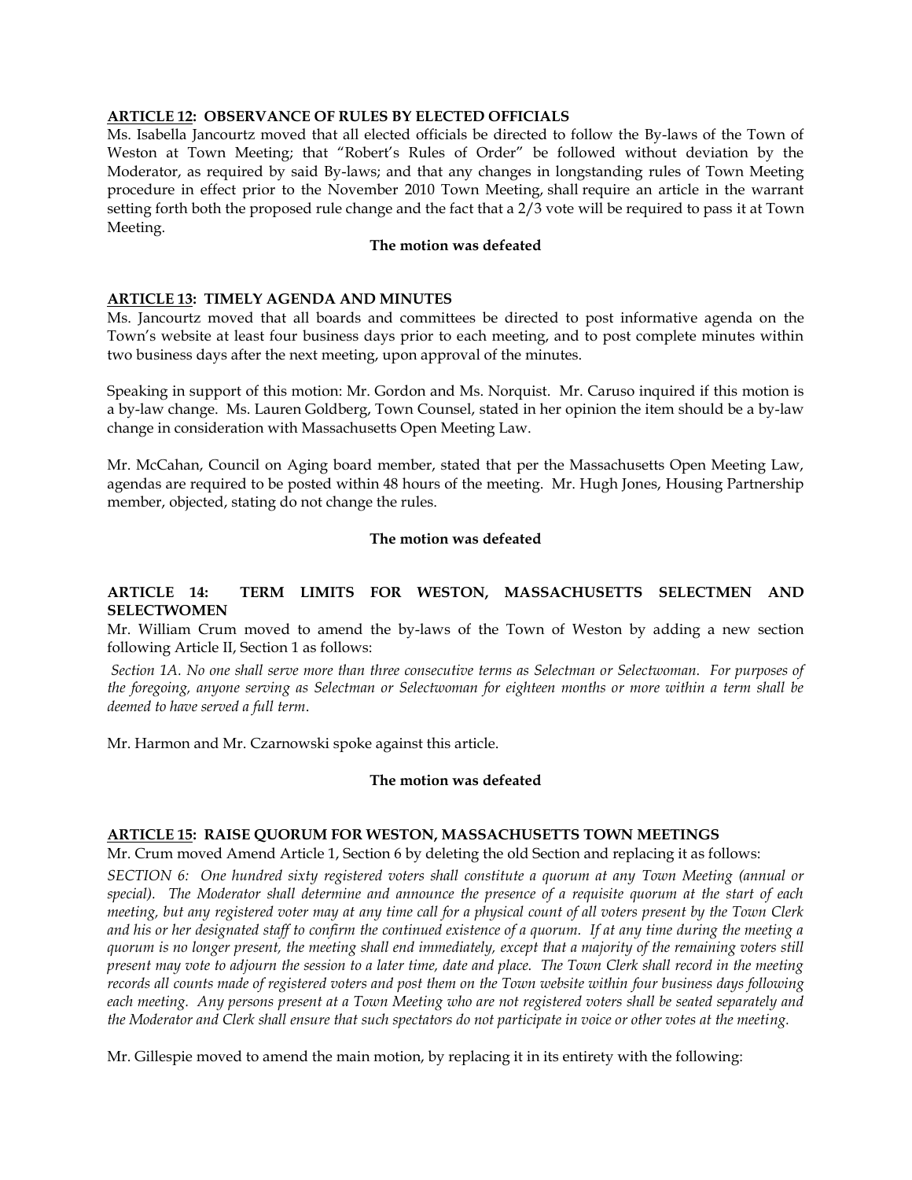**ARTICLE 12: OBSERVANCE OF RULES BY ELECTED OFFICIALS**

Ms. Isabella Jancourtz moved that all elected officials be directed to follow the By-laws of the Town of Weston at Town Meeting; that "Robert's Rules of Order" be followed without deviation by the Moderator, as required by said By-laws; and that any changes in longstanding rules of Town Meeting procedure in effect prior to the November 2010 Town Meeting, shall require an article in the warrant setting forth both the proposed rule change and the fact that a 2/3 vote will be required to pass it at Town Meeting.

**The motion was defeated**

**ARTICLE 13: TIMELY AGENDA AND MINUTES**

Ms. Jancourtz moved that all boards and committees be directed to post informative agenda on the Town's website at least four business days prior to each meeting, and to post complete minutes within two business days after the next meeting, upon approval of the minutes.

Speaking in support of this motion: Mr. Gordon and Ms. Norquist. Mr. Caruso inquired if this motion is a by-law change. Ms. Lauren Goldberg, Town Counsel, stated in her opinion the item should be a by-law change in consideration with Massachusetts Open Meeting Law.

Mr. McCahan, Council on Aging board member, stated that per the Massachusetts Open Meeting Law, agendas are required to be posted within 48 hours of the meeting. Mr. Hugh Jones, Housing Partnership member, objected, stating do not change the rules.

**The motion was defeated**

**ARTICLE 14: TERM LIMITS FOR WESTON, MASSACHUSETTS SELECTMEN AND SELECTWOMEN**

Mr. William Crum moved to amend the by-laws of the Town of Weston by adding a new section following Article II, Section 1 as follows:

*Section 1A. No one shall serve more than three consecutive terms as Selectman or Selectwoman. For purposes of the foregoing, anyone serving as Selectman or Selectwoman for eighteen months or more within a term shall be deemed to have served a full term.*

Mr. Harmon and Mr. Czarnowski spoke against this article.

**The motion was defeated**

**ARTICLE 15: RAISE QUORUM FOR WESTON, MASSACHUSETTS TOWN MEETINGS**

Mr. Crum moved Amend Article 1, Section 6 by deleting the old Section and replacing it as follows:

*SECTION 6: One hundred sixty registered voters shall constitute a quorum at any Town Meeting (annual or special). The Moderator shall determine and announce the presence of a requisite quorum at the start of each meeting, but any registered voter may at any time call for a physical count of all voters present by the Town Clerk and his or her designated staff to confirm the continued existence of a quorum. If at any time during the meeting a quorum is no longer present, the meeting shall end immediately, except that a majority of the remaining voters still present may vote to adjourn the session to a later time, date and place. The Town Clerk shall record in the meeting records all counts made of registered voters and post them on the Town website within four business days following each meeting. Any persons present at a Town Meeting who are not registered voters shall be seated separately and the Moderator and Clerk shall ensure that such spectators do not participate in voice or other votes at the meeting.*

Mr. Gillespie moved to amend the main motion, by replacing it in its entirety with the following: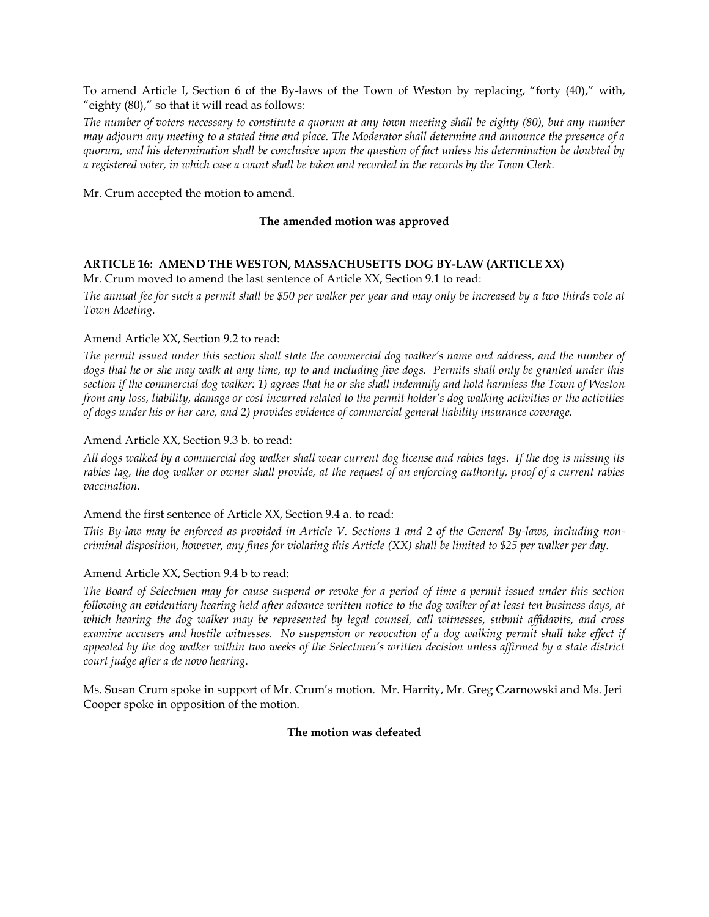To amend Article I, Section 6 of the By-laws of the Town of Weston by replacing, "forty (40)," with, "eighty (80)," so that it will read as follows:

*The number of voters necessary to constitute a quorum at any town meeting shall be eighty (80), but any number may adjourn any meeting to a stated time and place. The Moderator shall determine and announce the presence of a quorum, and his determination shall be conclusive upon the question of fact unless his determination be doubted by a registered voter, in which case a count shall be taken and recorded in the records by the Town Clerk.*

Mr. Crum accepted the motion to amend.

**The amended motion was approved**

**ARTICLE 16: AMEND THE WESTON, MASSACHUSETTS DOG BY-LAW (ARTICLE XX)**

Mr. Crum moved to amend the last sentence of Article XX, Section 9.1 to read:

*The annual fee for such a permit shall be $50 per walker per year and may only be increased by a two thirds vote at Town Meeting.*

Amend Article XX, Section 9.2 to read:

*The permit issued under this section shall state the commercial dog walker's name and address, and the number of dogs that he or she may walk at any time, up to and including five dogs. Permits shall only be granted under this section if the commercial dog walker: 1) agrees that he or she shall indemnify and hold harmless the Town of Weston from any loss, liability, damage or cost incurred related to the permit holder's dog walking activities or the activities of dogs under his or her care, and 2) provides evidence of commercial general liability insurance coverage.*

Amend Article XX, Section 9.3 b. to read:

*All dogs walked by a commercial dog walker shall wear current dog license and rabies tags. If the dog is missing its rabies tag, the dog walker or owner shall provide, at the request of an enforcing authority, proof of a current rabies vaccination.*

Amend the first sentence of Article XX, Section 9.4 a. to read:

*This By-law may be enforced as provided in Article V. Sections 1 and 2 of the General By-laws, including non-criminal disposition, however, any fines for violating this Article (XX) shall be limited to $25 per walker per day.*

Amend Article XX, Section 9.4 b to read:

*The Board of Selectmen may for cause suspend or revoke for a period of time a permit issued under this section following an evidentiary hearing held after advance written notice to the dog walker of at least ten business days, at which hearing the dog walker may be represented by legal counsel, call witnesses, submit affidavits, and cross examine accusers and hostile witnesses. No suspension or revocation of a dog walking permit shall take effect if appealed by the dog walker within two weeks of the Selectmen's written decision unless affirmed by a state district court judge after a de novo hearing.*

Ms. Susan Crum spoke in support of Mr. Crum's motion. Mr. Harrity, Mr. Greg Czarnowski and Ms. Jeri Cooper spoke in opposition of the motion.

**The motion was defeated**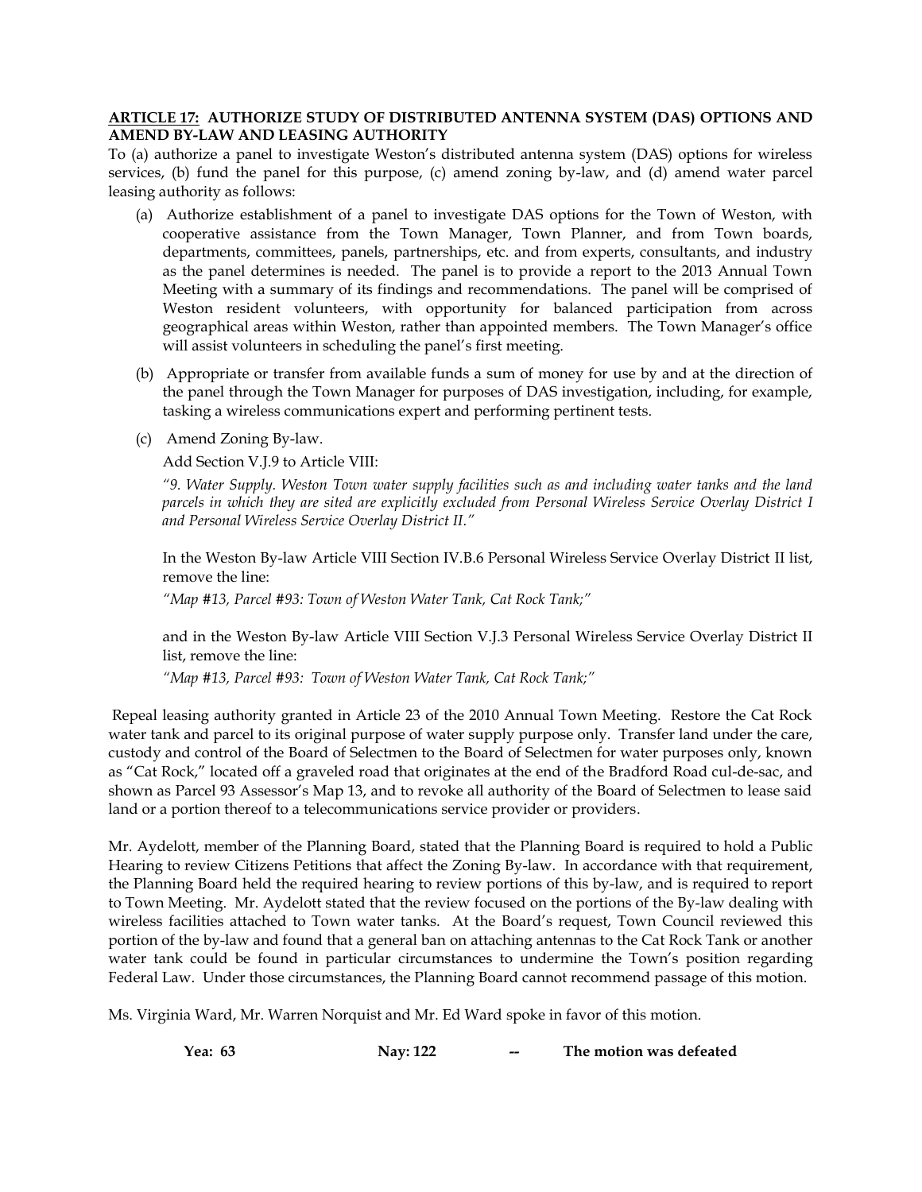**ARTICLE 17: AUTHORIZE STUDY OF DISTRIBUTED ANTENNA SYSTEM (DAS) OPTIONS AND AMEND BY-LAW AND LEASING AUTHORITY**

To (a) authorize a panel to investigate Weston's distributed antenna system (DAS) options for wireless services, (b) fund the panel for this purpose, (c) amend zoning by-law, and (d) amend water parcel leasing authority as follows:

(a) Authorize establishment of a panel to investigate DAS options for the Town of Weston, with cooperative assistance from the Town Manager, Town Planner, and from Town boards, departments, committees, panels, partnerships, etc. and from experts, consultants, and industry as the panel determines is needed. The panel is to provide a report to the 2013 Annual Town Meeting with a summary of its findings and recommendations. The panel will be comprised of Weston resident volunteers, with opportunity for balanced participation from across geographical areas within Weston, rather than appointed members. The Town Manager's office will assist volunteers in scheduling the panel's first meeting.

(b) Appropriate or transfer from available funds a sum of money for use by and at the direction of the panel through the Town Manager for purposes of DAS investigation, including, for example, tasking a wireless communications expert and performing pertinent tests.

(c) Amend Zoning By-law.

Add Section V.J.9 to Article VIII:

*"9. Water Supply. Weston Town water supply facilities such as and including water tanks and the land parcels in which they are sited are explicitly excluded from Personal Wireless Service Overlay District I and Personal Wireless Service Overlay District II."*

In the Weston By-law Article VIII Section IV.B.6 Personal Wireless Service Overlay District II list, remove the line:

*"Map #13, Parcel #93: Town of Weston Water Tank, Cat Rock Tank;"*

and in the Weston By-law Article VIII Section V.J.3 Personal Wireless Service Overlay District II list, remove the line:

*"Map #13, Parcel #93: Town of Weston Water Tank, Cat Rock Tank;"*

Repeal leasing authority granted in Article 23 of the 2010 Annual Town Meeting. Restore the Cat Rock water tank and parcel to its original purpose of water supply purpose only. Transfer land under the care, custody and control of the Board of Selectmen to the Board of Selectmen for water purposes only, known as "Cat Rock," located off a graveled road that originates at the end of the Bradford Road cul-de-sac, and shown as Parcel 93 Assessor's Map 13, and to revoke all authority of the Board of Selectmen to lease said land or a portion thereof to a telecommunications service provider or providers.

Mr. Aydelott, member of the Planning Board, stated that the Planning Board is required to hold a Public Hearing to review Citizens Petitions that affect the Zoning By-law. In accordance with that requirement, the Planning Board held the required hearing to review portions of this by-law, and is required to report to Town Meeting. Mr. Aydelott stated that the review focused on the portions of the By-law dealing with wireless facilities attached to Town water tanks. At the Board's request, Town Council reviewed this portion of the by-law and found that a general ban on attaching antennas to the Cat Rock Tank or another water tank could be found in particular circumstances to undermine the Town's position regarding Federal Law. Under those circumstances, the Planning Board cannot recommend passage of this motion.

Ms. Virginia Ward, Mr. Warren Norquist and Mr. Ed Ward spoke in favor of this motion.

**Yea: 63　　　　Nay: 122　　　　--　　　　The motion was defeated**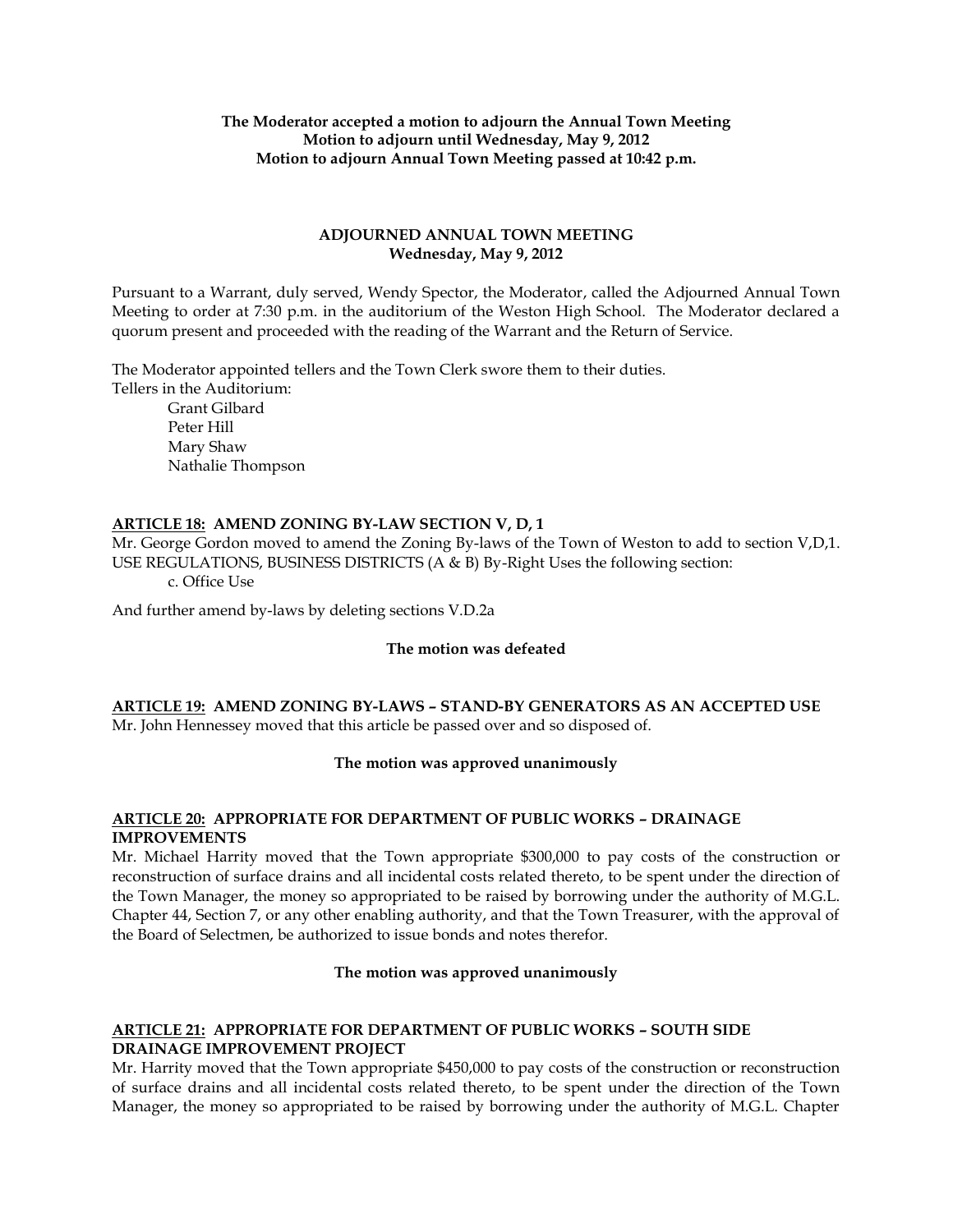**The Moderator accepted a motion to adjourn the Annual Town Meeting**
**Motion to adjourn until Wednesday, May 9, 2012**
**Motion to adjourn Annual Town Meeting passed at 10:42 p.m.**

## ADJOURNED ANNUAL TOWN MEETING
**Wednesday, May 9, 2012**

Pursuant to a Warrant, duly served, Wendy Spector, the Moderator, called the Adjourned Annual Town Meeting to order at 7:30 p.m. in the auditorium of the Weston High School. The Moderator declared a quorum present and proceeded with the reading of the Warrant and the Return of Service.

The Moderator appointed tellers and the Town Clerk swore them to their duties.
Tellers in the Auditorium:
    Grant Gilbard
    Peter Hill
    Mary Shaw
    Nathalie Thompson

### ARTICLE 18: AMEND ZONING BY-LAW SECTION V, D, 1

Mr. George Gordon moved to amend the Zoning By-laws of the Town of Weston to add to section V,D,1. USE REGULATIONS, BUSINESS DISTRICTS (A & B) By-Right Uses the following section:
    c. Office Use

And further amend by-laws by deleting sections V.D.2a

**The motion was defeated**

### ARTICLE 19: AMEND ZONING BY-LAWS – STAND-BY GENERATORS AS AN ACCEPTED USE

Mr. John Hennessey moved that this article be passed over and so disposed of.

**The motion was approved unanimously**

### ARTICLE 20: APPROPRIATE FOR DEPARTMENT OF PUBLIC WORKS – DRAINAGE IMPROVEMENTS

Mr. Michael Harrity moved that the Town appropriate $300,000 to pay costs of the construction or reconstruction of surface drains and all incidental costs related thereto, to be spent under the direction of the Town Manager, the money so appropriated to be raised by borrowing under the authority of M.G.L. Chapter 44, Section 7, or any other enabling authority, and that the Town Treasurer, with the approval of the Board of Selectmen, be authorized to issue bonds and notes therefor.

**The motion was approved unanimously**

### ARTICLE 21: APPROPRIATE FOR DEPARTMENT OF PUBLIC WORKS – SOUTH SIDE DRAINAGE IMPROVEMENT PROJECT

Mr. Harrity moved that the Town appropriate $450,000 to pay costs of the construction or reconstruction of surface drains and all incidental costs related thereto, to be spent under the direction of the Town Manager, the money so appropriated to be raised by borrowing under the authority of M.G.L. Chapter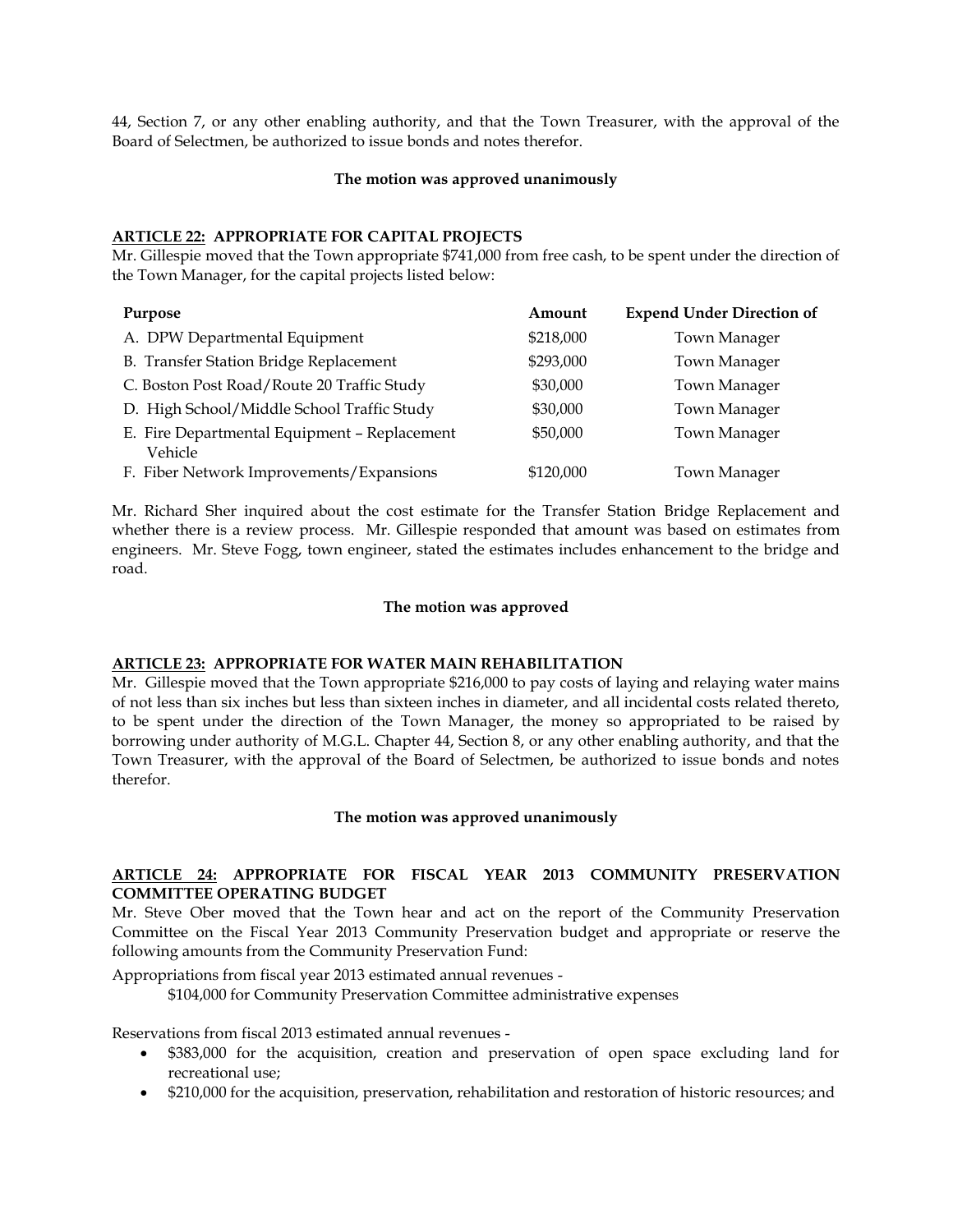44, Section 7, or any other enabling authority, and that the Town Treasurer, with the approval of the Board of Selectmen, be authorized to issue bonds and notes therefor.

**The motion was approved unanimously**

**ARTICLE 22: APPROPRIATE FOR CAPITAL PROJECTS**

Mr. Gillespie moved that the Town appropriate $741,000 from free cash, to be spent under the direction of the Town Manager, for the capital projects listed below:

| Purpose | Amount | Expend Under Direction of |
|---|---|---|
| A. DPW Departmental Equipment | $218,000 | Town Manager |
| B. Transfer Station Bridge Replacement | $293,000 | Town Manager |
| C. Boston Post Road/Route 20 Traffic Study | $30,000 | Town Manager |
| D. High School/Middle School Traffic Study | $30,000 | Town Manager |
| E. Fire Departmental Equipment – Replacement Vehicle | $50,000 | Town Manager |
| F. Fiber Network Improvements/Expansions | $120,000 | Town Manager |

Mr. Richard Sher inquired about the cost estimate for the Transfer Station Bridge Replacement and whether there is a review process. Mr. Gillespie responded that amount was based on estimates from engineers. Mr. Steve Fogg, town engineer, stated the estimates includes enhancement to the bridge and road.

**The motion was approved**

**ARTICLE 23: APPROPRIATE FOR WATER MAIN REHABILITATION**

Mr. Gillespie moved that the Town appropriate $216,000 to pay costs of laying and relaying water mains of not less than six inches but less than sixteen inches in diameter, and all incidental costs related thereto, to be spent under the direction of the Town Manager, the money so appropriated to be raised by borrowing under authority of M.G.L. Chapter 44, Section 8, or any other enabling authority, and that the Town Treasurer, with the approval of the Board of Selectmen, be authorized to issue bonds and notes therefor.

**The motion was approved unanimously**

**ARTICLE 24: APPROPRIATE FOR FISCAL YEAR 2013 COMMUNITY PRESERVATION COMMITTEE OPERATING BUDGET**

Mr. Steve Ober moved that the Town hear and act on the report of the Community Preservation Committee on the Fiscal Year 2013 Community Preservation budget and appropriate or reserve the following amounts from the Community Preservation Fund:

Appropriations from fiscal year 2013 estimated annual revenues -

$104,000 for Community Preservation Committee administrative expenses

Reservations from fiscal 2013 estimated annual revenues -

- $383,000 for the acquisition, creation and preservation of open space excluding land for recreational use;
- $210,000 for the acquisition, preservation, rehabilitation and restoration of historic resources; and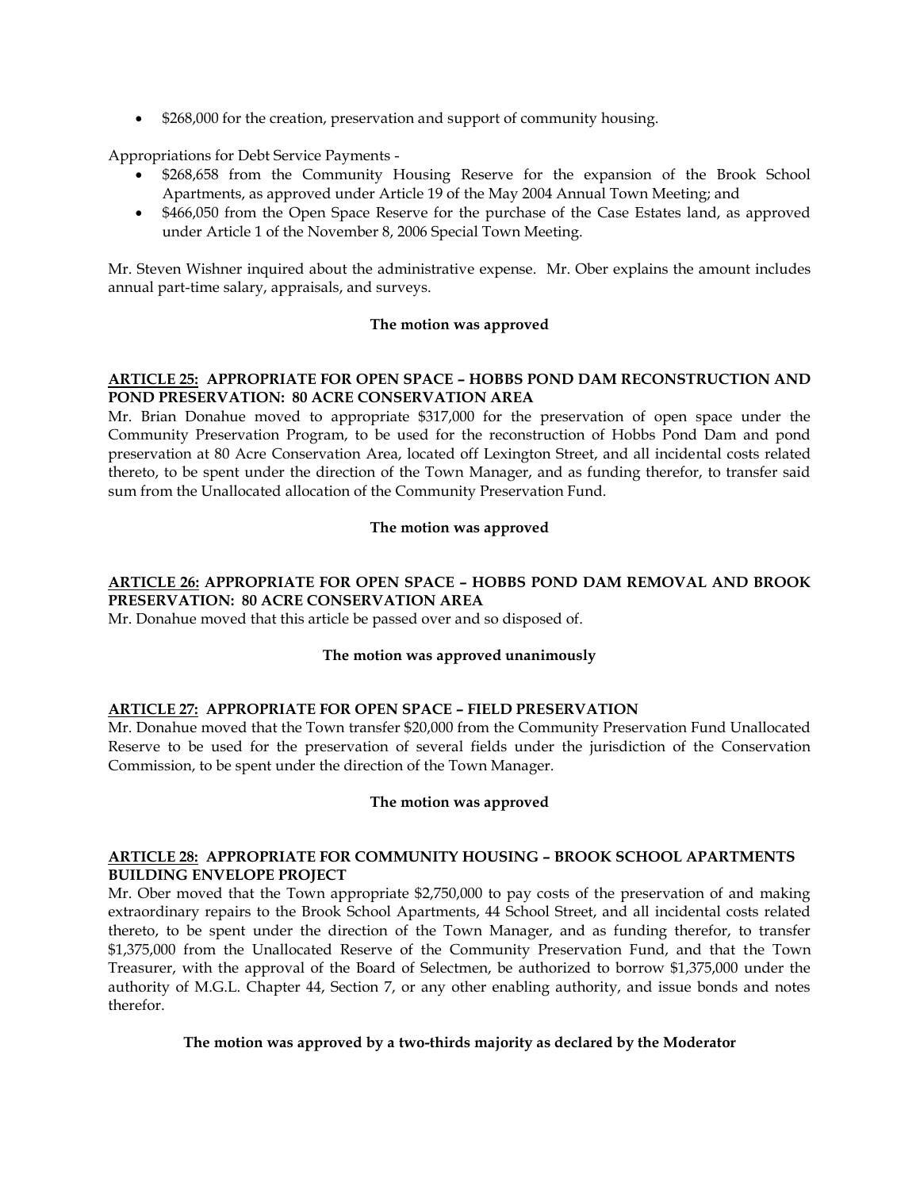- $268,000 for the creation, preservation and support of community housing.

Appropriations for Debt Service Payments -

- $268,658 from the Community Housing Reserve for the expansion of the Brook School Apartments, as approved under Article 19 of the May 2004 Annual Town Meeting; and
- $466,050 from the Open Space Reserve for the purchase of the Case Estates land, as approved under Article 1 of the November 8, 2006 Special Town Meeting.

Mr. Steven Wishner inquired about the administrative expense. Mr. Ober explains the amount includes annual part-time salary, appraisals, and surveys.

**The motion was approved**

**ARTICLE 25: APPROPRIATE FOR OPEN SPACE – HOBBS POND DAM RECONSTRUCTION AND POND PRESERVATION: 80 ACRE CONSERVATION AREA**

Mr. Brian Donahue moved to appropriate $317,000 for the preservation of open space under the Community Preservation Program, to be used for the reconstruction of Hobbs Pond Dam and pond preservation at 80 Acre Conservation Area, located off Lexington Street, and all incidental costs related thereto, to be spent under the direction of the Town Manager, and as funding therefor, to transfer said sum from the Unallocated allocation of the Community Preservation Fund.

**The motion was approved**

**ARTICLE 26: APPROPRIATE FOR OPEN SPACE – HOBBS POND DAM REMOVAL AND BROOK PRESERVATION: 80 ACRE CONSERVATION AREA**

Mr. Donahue moved that this article be passed over and so disposed of.

**The motion was approved unanimously**

**ARTICLE 27: APPROPRIATE FOR OPEN SPACE – FIELD PRESERVATION**

Mr. Donahue moved that the Town transfer $20,000 from the Community Preservation Fund Unallocated Reserve to be used for the preservation of several fields under the jurisdiction of the Conservation Commission, to be spent under the direction of the Town Manager.

**The motion was approved**

**ARTICLE 28: APPROPRIATE FOR COMMUNITY HOUSING – BROOK SCHOOL APARTMENTS BUILDING ENVELOPE PROJECT**

Mr. Ober moved that the Town appropriate $2,750,000 to pay costs of the preservation of and making extraordinary repairs to the Brook School Apartments, 44 School Street, and all incidental costs related thereto, to be spent under the direction of the Town Manager, and as funding therefor, to transfer $1,375,000 from the Unallocated Reserve of the Community Preservation Fund, and that the Town Treasurer, with the approval of the Board of Selectmen, be authorized to borrow $1,375,000 under the authority of M.G.L. Chapter 44, Section 7, or any other enabling authority, and issue bonds and notes therefor.

**The motion was approved by a two-thirds majority as declared by the Moderator**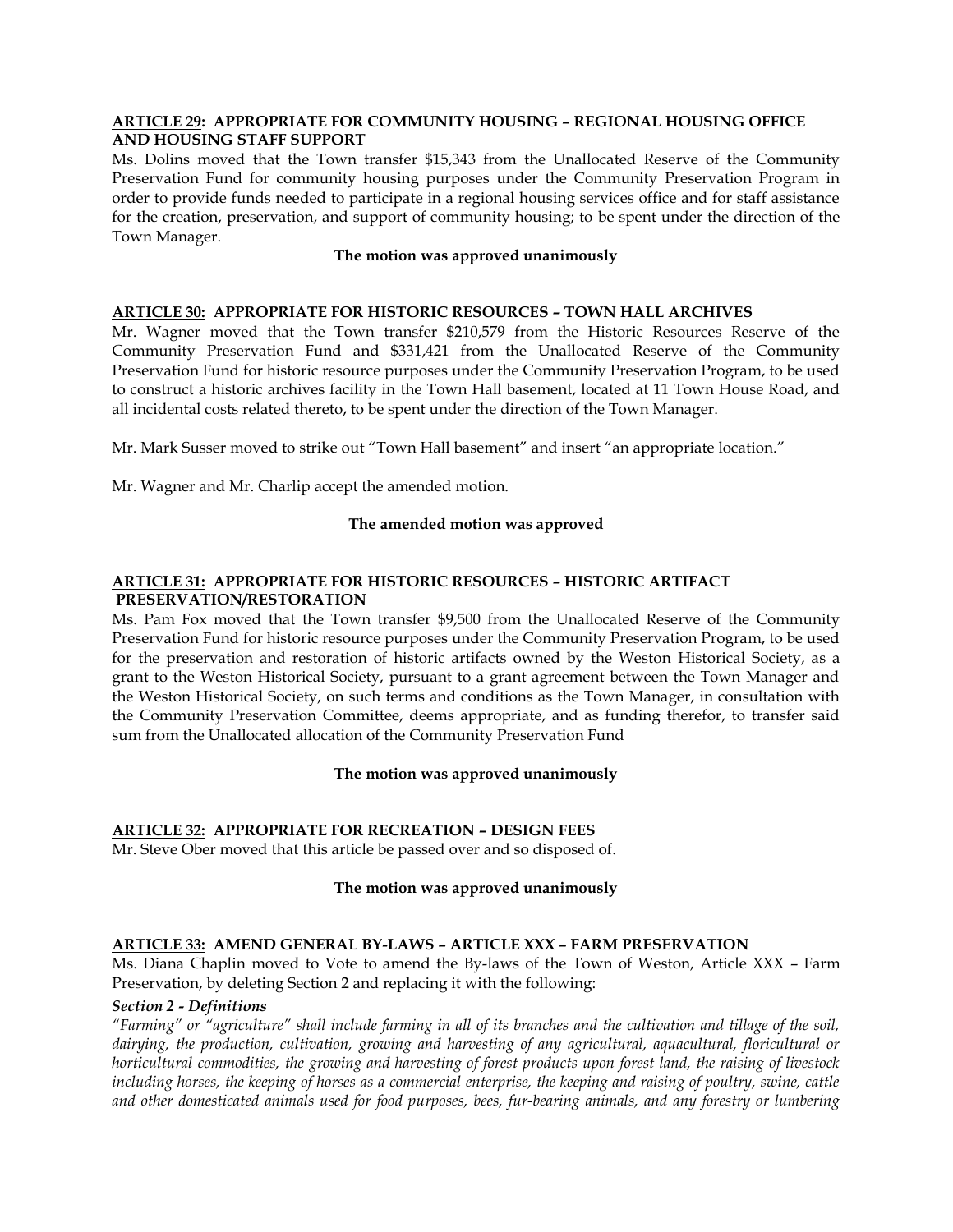**ARTICLE 29: APPROPRIATE FOR COMMUNITY HOUSING – REGIONAL HOUSING OFFICE AND HOUSING STAFF SUPPORT**

Ms. Dolins moved that the Town transfer $15,343 from the Unallocated Reserve of the Community Preservation Fund for community housing purposes under the Community Preservation Program in order to provide funds needed to participate in a regional housing services office and for staff assistance for the creation, preservation, and support of community housing; to be spent under the direction of the Town Manager.

**The motion was approved unanimously**

**ARTICLE 30: APPROPRIATE FOR HISTORIC RESOURCES – TOWN HALL ARCHIVES**

Mr. Wagner moved that the Town transfer $210,579 from the Historic Resources Reserve of the Community Preservation Fund and $331,421 from the Unallocated Reserve of the Community Preservation Fund for historic resource purposes under the Community Preservation Program, to be used to construct a historic archives facility in the Town Hall basement, located at 11 Town House Road, and all incidental costs related thereto, to be spent under the direction of the Town Manager.

Mr. Mark Susser moved to strike out "Town Hall basement" and insert "an appropriate location."

Mr. Wagner and Mr. Charlip accept the amended motion.

**The amended motion was approved**

**ARTICLE 31: APPROPRIATE FOR HISTORIC RESOURCES – HISTORIC ARTIFACT PRESERVATION/RESTORATION**

Ms. Pam Fox moved that the Town transfer $9,500 from the Unallocated Reserve of the Community Preservation Fund for historic resource purposes under the Community Preservation Program, to be used for the preservation and restoration of historic artifacts owned by the Weston Historical Society, as a grant to the Weston Historical Society, pursuant to a grant agreement between the Town Manager and the Weston Historical Society, on such terms and conditions as the Town Manager, in consultation with the Community Preservation Committee, deems appropriate, and as funding therefor, to transfer said sum from the Unallocated allocation of the Community Preservation Fund

**The motion was approved unanimously**

**ARTICLE 32: APPROPRIATE FOR RECREATION – DESIGN FEES**

Mr. Steve Ober moved that this article be passed over and so disposed of.

**The motion was approved unanimously**

**ARTICLE 33: AMEND GENERAL BY-LAWS – ARTICLE XXX – FARM PRESERVATION**

Ms. Diana Chaplin moved to Vote to amend the By-laws of the Town of Weston, Article XXX – Farm Preservation, by deleting Section 2 and replacing it with the following:

***Section 2 - Definitions***

*"Farming" or "agriculture" shall include farming in all of its branches and the cultivation and tillage of the soil, dairying, the production, cultivation, growing and harvesting of any agricultural, aquacultural, floricultural or horticultural commodities, the growing and harvesting of forest products upon forest land, the raising of livestock including horses, the keeping of horses as a commercial enterprise, the keeping and raising of poultry, swine, cattle and other domesticated animals used for food purposes, bees, fur-bearing animals, and any forestry or lumbering*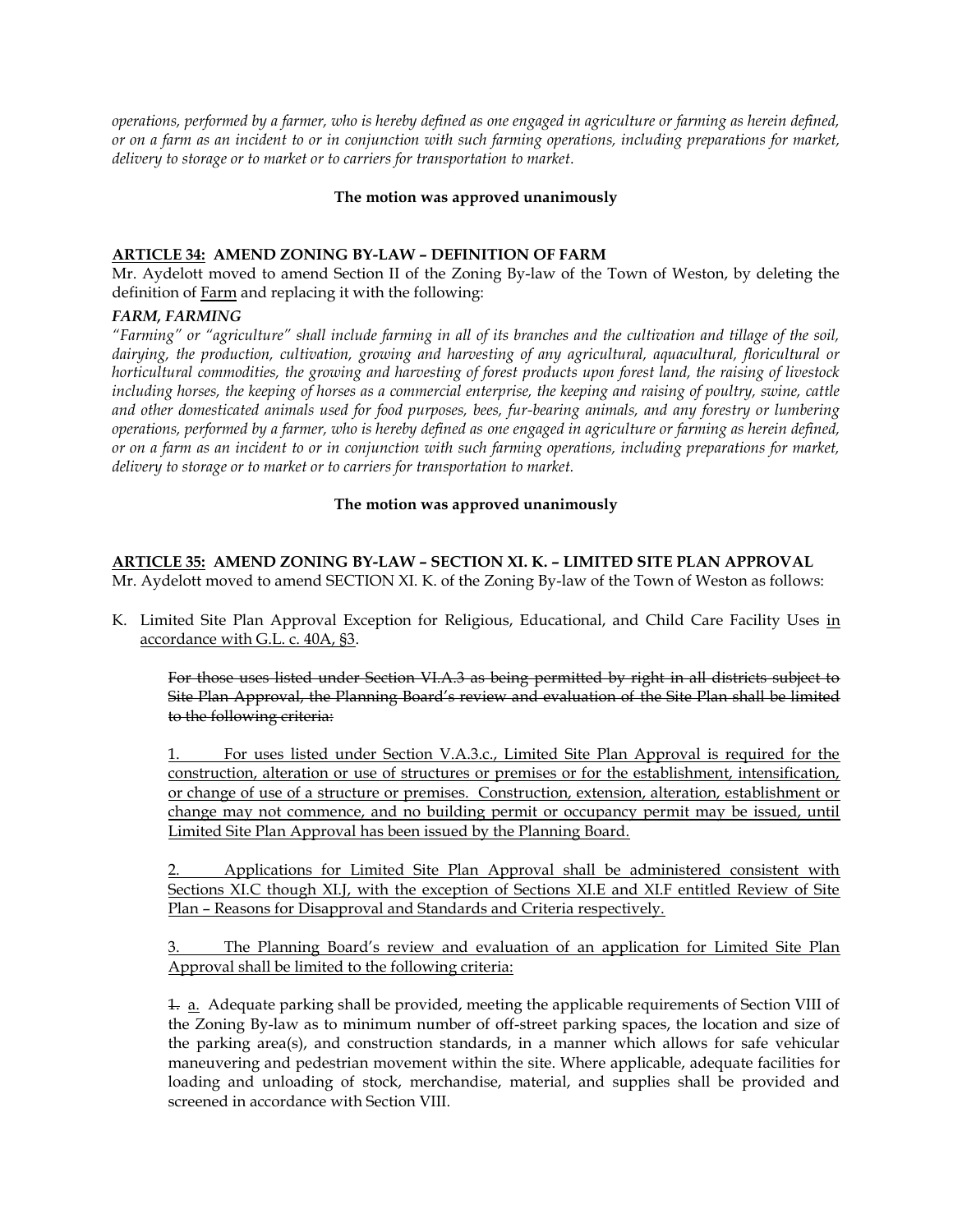*operations, performed by a farmer, who is hereby defined as one engaged in agriculture or farming as herein defined, or on a farm as an incident to or in conjunction with such farming operations, including preparations for market, delivery to storage or to market or to carriers for transportation to market.*

**The motion was approved unanimously**

**<u>ARTICLE 34:</u> AMEND ZONING BY-LAW – DEFINITION OF FARM**

Mr. Aydelott moved to amend Section II of the Zoning By-law of the Town of Weston, by deleting the definition of <u>Farm</u> and replacing it with the following:

***FARM, FARMING***

*"Farming" or "agriculture" shall include farming in all of its branches and the cultivation and tillage of the soil, dairying, the production, cultivation, growing and harvesting of any agricultural, aquacultural, floricultural or horticultural commodities, the growing and harvesting of forest products upon forest land, the raising of livestock including horses, the keeping of horses as a commercial enterprise, the keeping and raising of poultry, swine, cattle and other domesticated animals used for food purposes, bees, fur-bearing animals, and any forestry or lumbering operations, performed by a farmer, who is hereby defined as one engaged in agriculture or farming as herein defined, or on a farm as an incident to or in conjunction with such farming operations, including preparations for market, delivery to storage or to market or to carriers for transportation to market.*

**The motion was approved unanimously**

**<u>ARTICLE 35:</u> AMEND ZONING BY-LAW – SECTION XI. K. – LIMITED SITE PLAN APPROVAL**

Mr. Aydelott moved to amend SECTION XI. K. of the Zoning By-law of the Town of Weston as follows:

K. Limited Site Plan Approval Exception for Religious, Educational, and Child Care Facility Uses <u>in accordance with G.L. c. 40A, §3</u>.

~~For those uses listed under Section VI.A.3 as being permitted by right in all districts subject to Site Plan Approval, the Planning Board's review and evaluation of the Site Plan shall be limited to the following criteria:~~

<u>1. For uses listed under Section V.A.3.c., Limited Site Plan Approval is required for the construction, alteration or use of structures or premises or for the establishment, intensification, or change of use of a structure or premises. Construction, extension, alteration, establishment or change may not commence, and no building permit or occupancy permit may be issued, until Limited Site Plan Approval has been issued by the Planning Board.</u>

<u>2. Applications for Limited Site Plan Approval shall be administered consistent with Sections XI.C though XI.J, with the exception of Sections XI.E and XI.F entitled Review of Site Plan – Reasons for Disapproval and Standards and Criteria respectively.</u>

<u>3. The Planning Board's review and evaluation of an application for Limited Site Plan Approval shall be limited to the following criteria:</u>

~~1.~~ <u>a.</u> Adequate parking shall be provided, meeting the applicable requirements of Section VIII of the Zoning By-law as to minimum number of off-street parking spaces, the location and size of the parking area(s), and construction standards, in a manner which allows for safe vehicular maneuvering and pedestrian movement within the site. Where applicable, adequate facilities for loading and unloading of stock, merchandise, material, and supplies shall be provided and screened in accordance with Section VIII.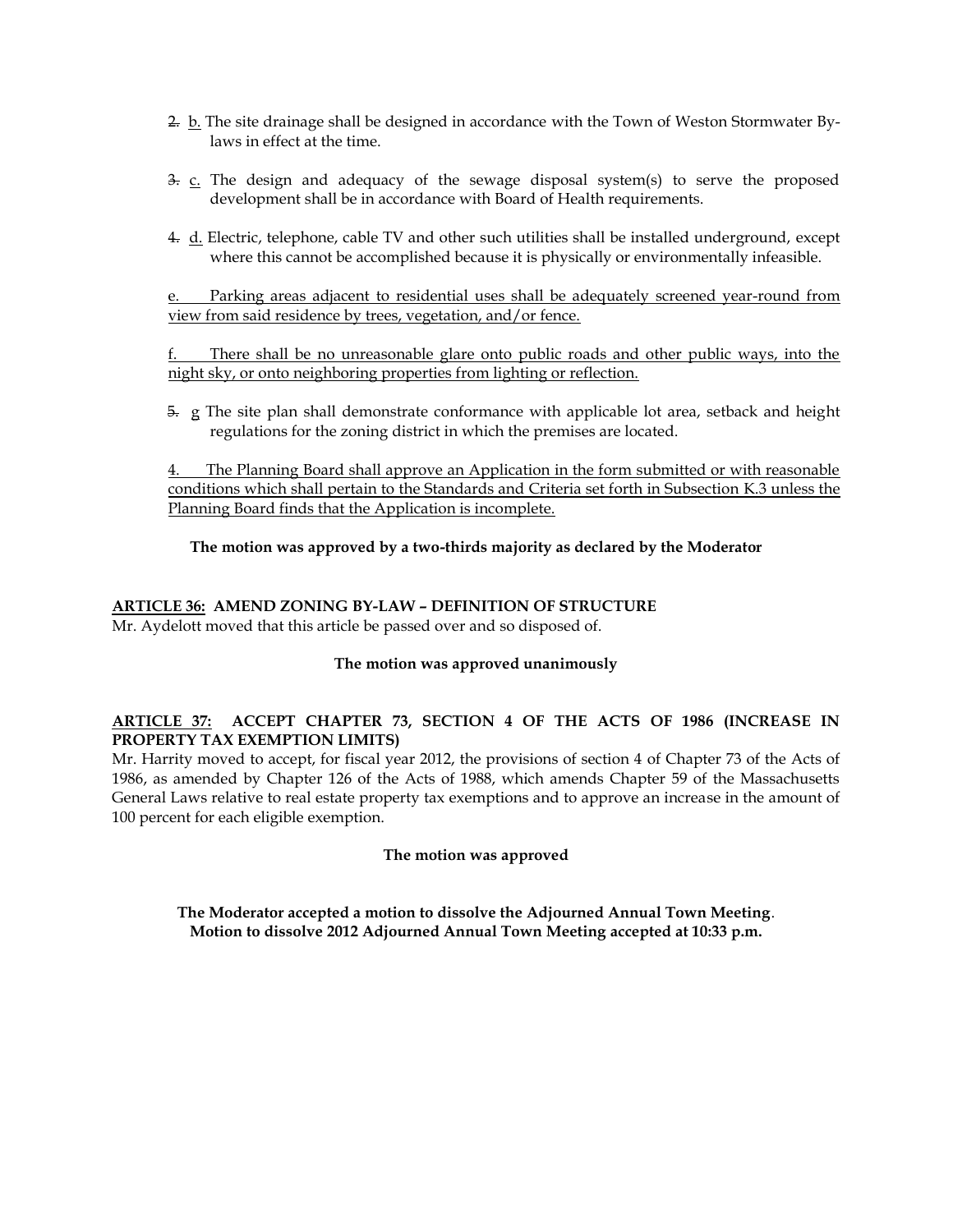~~2.~~ <u>b.</u> The site drainage shall be designed in accordance with the Town of Weston Stormwater By-laws in effect at the time.

~~3.~~ <u>c.</u> The design and adequacy of the sewage disposal system(s) to serve the proposed development shall be in accordance with Board of Health requirements.

~~4.~~ <u>d.</u> Electric, telephone, cable TV and other such utilities shall be installed underground, except where this cannot be accomplished because it is physically or environmentally infeasible.

<u>e. Parking areas adjacent to residential uses shall be adequately screened year-round from view from said residence by trees, vegetation, and/or fence.</u>

<u>f. There shall be no unreasonable glare onto public roads and other public ways, into the night sky, or onto neighboring properties from lighting or reflection.</u>

~~5.~~ <u>g</u> The site plan shall demonstrate conformance with applicable lot area, setback and height regulations for the zoning district in which the premises are located.

<u>4. The Planning Board shall approve an Application in the form submitted or with reasonable conditions which shall pertain to the Standards and Criteria set forth in Subsection K.3 unless the Planning Board finds that the Application is incomplete.</u>

**The motion was approved by a two-thirds majority as declared by the Moderator**

**<u>ARTICLE 36:</u> AMEND ZONING BY-LAW – DEFINITION OF STRUCTURE**

Mr. Aydelott moved that this article be passed over and so disposed of.

**The motion was approved unanimously**

**<u>ARTICLE 37:</u> ACCEPT CHAPTER 73, SECTION 4 OF THE ACTS OF 1986 (INCREASE IN PROPERTY TAX EXEMPTION LIMITS)**

Mr. Harrity moved to accept, for fiscal year 2012, the provisions of section 4 of Chapter 73 of the Acts of 1986, as amended by Chapter 126 of the Acts of 1988, which amends Chapter 59 of the Massachusetts General Laws relative to real estate property tax exemptions and to approve an increase in the amount of 100 percent for each eligible exemption.

**The motion was approved**

**The Moderator accepted a motion to dissolve the Adjourned Annual Town Meeting.**
**Motion to dissolve 2012 Adjourned Annual Town Meeting accepted at 10:33 p.m.**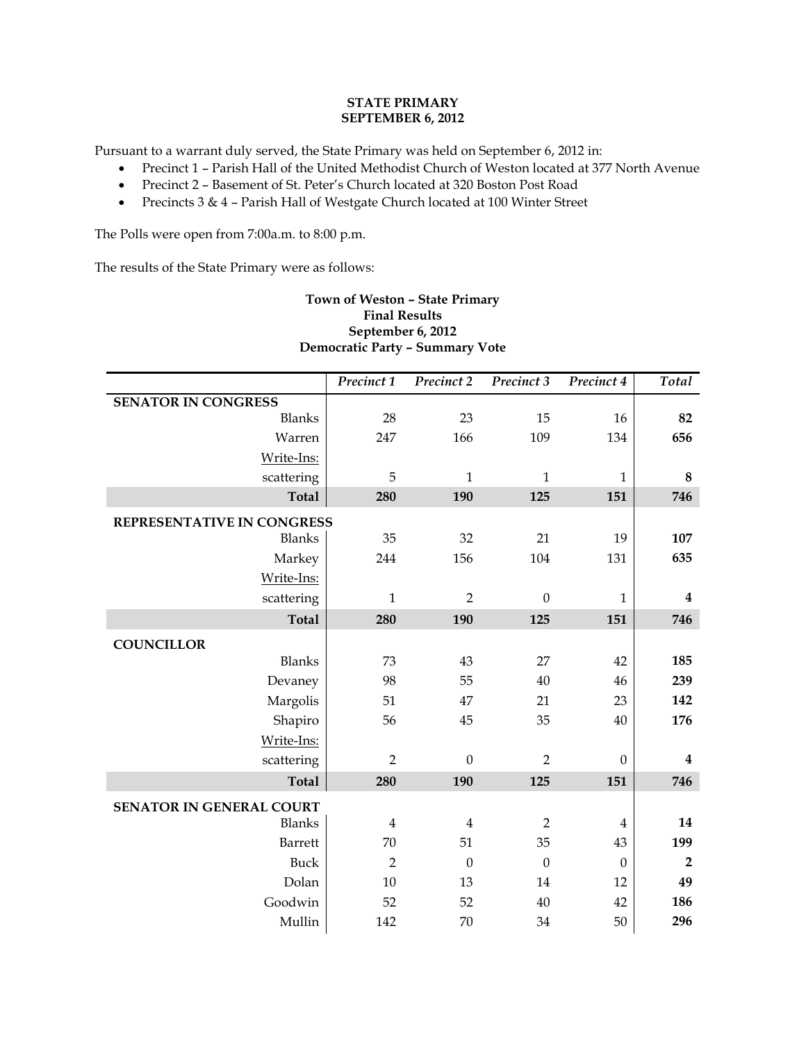**STATE PRIMARY**
**SEPTEMBER 6, 2012**

Pursuant to a warrant duly served, the State Primary was held on September 6, 2012 in:

- Precinct 1 – Parish Hall of the United Methodist Church of Weston located at 377 North Avenue
- Precinct 2 – Basement of St. Peter's Church located at 320 Boston Post Road
- Precincts 3 & 4 – Parish Hall of Westgate Church located at 100 Winter Street

The Polls were open from 7:00a.m. to 8:00 p.m.

The results of the State Primary were as follows:

**Town of Weston – State Primary**
**Final Results**
**September 6, 2012**
**Democratic Party – Summary Vote**

| | *Precinct 1* | *Precinct 2* | *Precinct 3* | *Precinct 4* | *Total* |
|---|---|---|---|---|---|
| **SENATOR IN CONGRESS** | | | | | |
| Blanks | 28 | 23 | 15 | 16 | **82** |
| Warren | 247 | 166 | 109 | 134 | **656** |
| Write-Ins: | | | | | |
| scattering | 5 | 1 | 1 | 1 | **8** |
| **Total** | **280** | **190** | **125** | **151** | **746** |
| **REPRESENTATIVE IN CONGRESS** | | | | | |
| Blanks | 35 | 32 | 21 | 19 | **107** |
| Markey | 244 | 156 | 104 | 131 | **635** |
| Write-Ins: | | | | | |
| scattering | 1 | 2 | 0 | 1 | **4** |
| **Total** | **280** | **190** | **125** | **151** | **746** |
| **COUNCILLOR** | | | | | |
| Blanks | 73 | 43 | 27 | 42 | **185** |
| Devaney | 98 | 55 | 40 | 46 | **239** |
| Margolis | 51 | 47 | 21 | 23 | **142** |
| Shapiro | 56 | 45 | 35 | 40 | **176** |
| Write-Ins: | | | | | |
| scattering | 2 | 0 | 2 | 0 | **4** |
| **Total** | **280** | **190** | **125** | **151** | **746** |
| **SENATOR IN GENERAL COURT** | | | | | |
| Blanks | 4 | 4 | 2 | 4 | **14** |
| Barrett | 70 | 51 | 35 | 43 | **199** |
| Buck | 2 | 0 | 0 | 0 | **2** |
| Dolan | 10 | 13 | 14 | 12 | **49** |
| Goodwin | 52 | 52 | 40 | 42 | **186** |
| Mullin | 142 | 70 | 34 | 50 | **296** |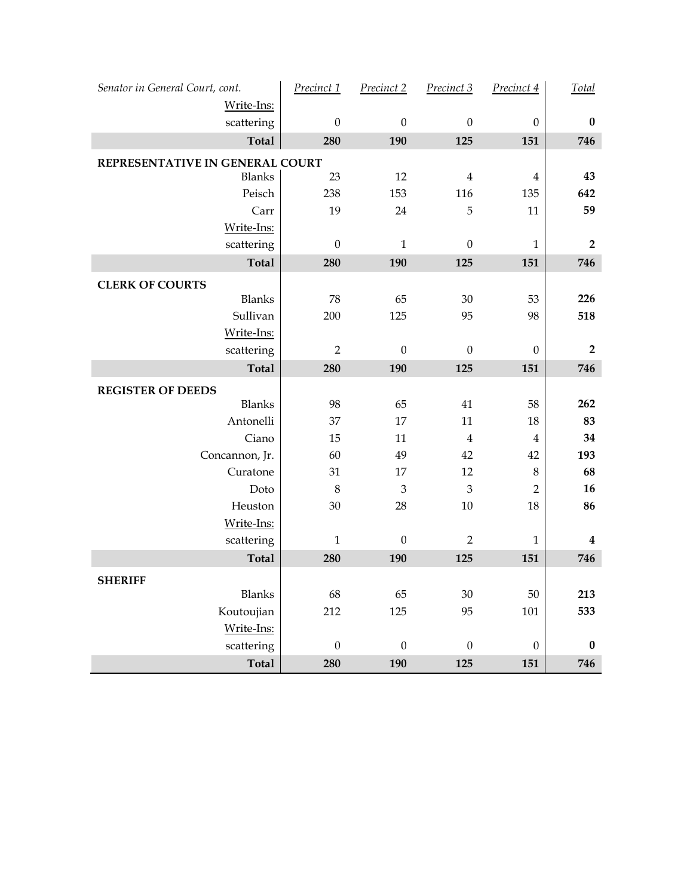| *Senator in General Court, cont.* | *Precinct 1* | *Precinct 2* | *Precinct 3* | *Precinct 4* | *Total* |
|---|---|---|---|---|---|
| Write-Ins: | | | | | |
| scattering | 0 | 0 | 0 | 0 | **0** |
| **Total** | **280** | **190** | **125** | **151** | **746** |
| **REPRESENTATIVE IN GENERAL COURT** | | | | | |
| Blanks | 23 | 12 | 4 | 4 | **43** |
| Peisch | 238 | 153 | 116 | 135 | **642** |
| Carr | 19 | 24 | 5 | 11 | **59** |
| Write-Ins: | | | | | |
| scattering | 0 | 1 | 0 | 1 | **2** |
| **Total** | **280** | **190** | **125** | **151** | **746** |
| **CLERK OF COURTS** | | | | | |
| Blanks | 78 | 65 | 30 | 53 | **226** |
| Sullivan | 200 | 125 | 95 | 98 | **518** |
| Write-Ins: | | | | | |
| scattering | 2 | 0 | 0 | 0 | **2** |
| **Total** | **280** | **190** | **125** | **151** | **746** |
| **REGISTER OF DEEDS** | | | | | |
| Blanks | 98 | 65 | 41 | 58 | **262** |
| Antonelli | 37 | 17 | 11 | 18 | **83** |
| Ciano | 15 | 11 | 4 | 4 | **34** |
| Concannon, Jr. | 60 | 49 | 42 | 42 | **193** |
| Curatone | 31 | 17 | 12 | 8 | **68** |
| Doto | 8 | 3 | 3 | 2 | **16** |
| Heuston | 30 | 28 | 10 | 18 | **86** |
| Write-Ins: | | | | | |
| scattering | 1 | 0 | 2 | 1 | **4** |
| **Total** | **280** | **190** | **125** | **151** | **746** |
| **SHERIFF** | | | | | |
| Blanks | 68 | 65 | 30 | 50 | **213** |
| Koutoujian | 212 | 125 | 95 | 101 | **533** |
| Write-Ins: | | | | | |
| scattering | 0 | 0 | 0 | 0 | **0** |
| **Total** | **280** | **190** | **125** | **151** | **746** |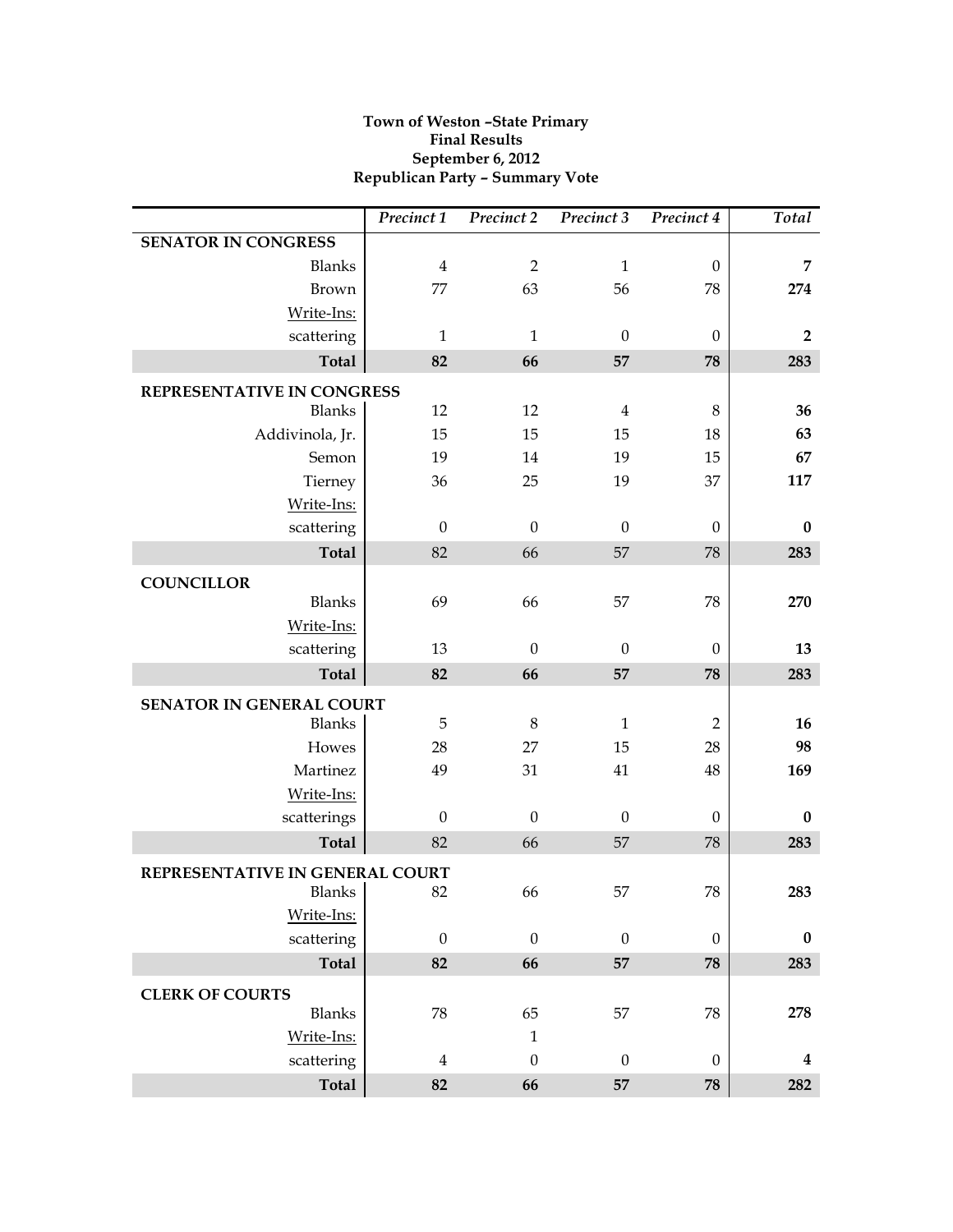**Town of Weston –State Primary**
**Final Results**
**September 6, 2012**
**Republican Party – Summary Vote**

| | *Precinct 1* | *Precinct 2* | *Precinct 3* | *Precinct 4* | *Total* |
|---|---|---|---|---|---|
| **SENATOR IN CONGRESS** | | | | | |
| Blanks | 4 | 2 | 1 | 0 | **7** |
| Brown | 77 | 63 | 56 | 78 | **274** |
| Write-Ins: | | | | | |
| scattering | 1 | 1 | 0 | 0 | **2** |
| **Total** | **82** | **66** | **57** | **78** | **283** |
| **REPRESENTATIVE IN CONGRESS** | | | | | |
| Blanks | 12 | 12 | 4 | 8 | **36** |
| Addivinola, Jr. | 15 | 15 | 15 | 18 | **63** |
| Semon | 19 | 14 | 19 | 15 | **67** |
| Tierney | 36 | 25 | 19 | 37 | **117** |
| Write-Ins: | | | | | |
| scattering | 0 | 0 | 0 | 0 | **0** |
| **Total** | 82 | 66 | 57 | 78 | **283** |
| **COUNCILLOR** | | | | | |
| Blanks | 69 | 66 | 57 | 78 | **270** |
| Write-Ins: | | | | | |
| scattering | 13 | 0 | 0 | 0 | **13** |
| **Total** | **82** | **66** | **57** | **78** | **283** |
| **SENATOR IN GENERAL COURT** | | | | | |
| Blanks | 5 | 8 | 1 | 2 | **16** |
| Howes | 28 | 27 | 15 | 28 | **98** |
| Martinez | 49 | 31 | 41 | 48 | **169** |
| Write-Ins: | | | | | |
| scatterings | 0 | 0 | 0 | 0 | **0** |
| **Total** | 82 | 66 | 57 | 78 | **283** |
| **REPRESENTATIVE IN GENERAL COURT** | | | | | |
| Blanks | 82 | 66 | 57 | 78 | **283** |
| Write-Ins: | | | | | |
| scattering | 0 | 0 | 0 | 0 | **0** |
| **Total** | **82** | **66** | **57** | **78** | **283** |
| **CLERK OF COURTS** | | | | | |
| Blanks | 78 | 65 | 57 | 78 | **278** |
| Write-Ins: | | 1 | | | |
| scattering | 4 | 0 | 0 | 0 | **4** |
| **Total** | **82** | **66** | **57** | **78** | **282** |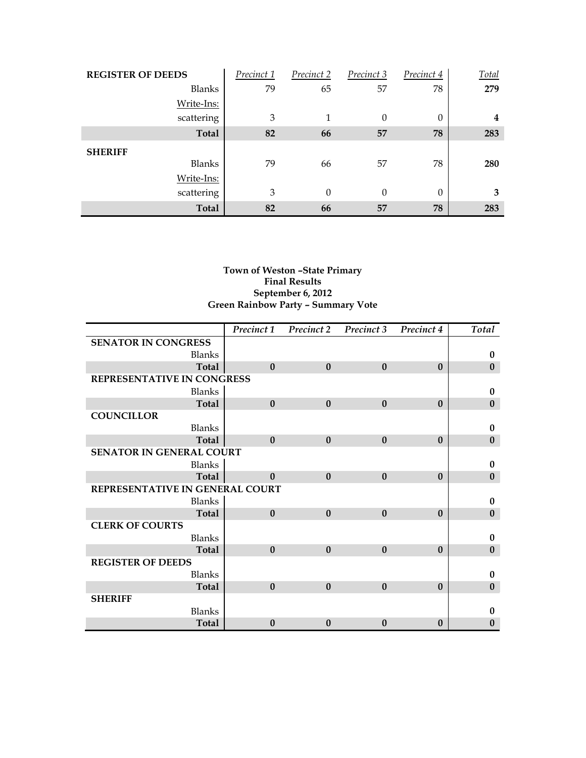| REGISTER OF DEEDS | Precinct 1 | Precinct 2 | Precinct 3 | Precinct 4 | Total |
|---|---|---|---|---|---|
| Blanks | 79 | 65 | 57 | 78 | **279** |
| Write-Ins: | | | | | |
| scattering | 3 | 1 | 0 | 0 | **4** |
| **Total** | **82** | **66** | **57** | **78** | **283** |
| **SHERIFF** | | | | | |
| Blanks | 79 | 66 | 57 | 78 | **280** |
| Write-Ins: | | | | | |
| scattering | 3 | 0 | 0 | 0 | **3** |
| **Total** | **82** | **66** | **57** | **78** | **283** |

**Town of Weston –State Primary**
**Final Results**
**September 6, 2012**
**Green Rainbow Party – Summary Vote**

| | *Precinct 1* | *Precinct 2* | *Precinct 3* | *Precinct 4* | *Total* |
|---|---|---|---|---|---|
| **SENATOR IN CONGRESS** | | | | | |
| Blanks | | | | | **0** |
| **Total** | **0** | **0** | **0** | **0** | **0** |
| **REPRESENTATIVE IN CONGRESS** | | | | | |
| Blanks | | | | | **0** |
| **Total** | **0** | **0** | **0** | **0** | **0** |
| **COUNCILLOR** | | | | | |
| Blanks | | | | | **0** |
| **Total** | **0** | **0** | **0** | **0** | **0** |
| **SENATOR IN GENERAL COURT** | | | | | |
| Blanks | | | | | **0** |
| **Total** | **0** | **0** | **0** | **0** | **0** |
| **REPRESENTATIVE IN GENERAL COURT** | | | | | |
| Blanks | | | | | **0** |
| **Total** | **0** | **0** | **0** | **0** | **0** |
| **CLERK OF COURTS** | | | | | |
| Blanks | | | | | **0** |
| **Total** | **0** | **0** | **0** | **0** | **0** |
| **REGISTER OF DEEDS** | | | | | |
| Blanks | | | | | **0** |
| **Total** | **0** | **0** | **0** | **0** | **0** |
| **SHERIFF** | | | | | |
| Blanks | | | | | **0** |
| **Total** | **0** | **0** | **0** | **0** | **0** |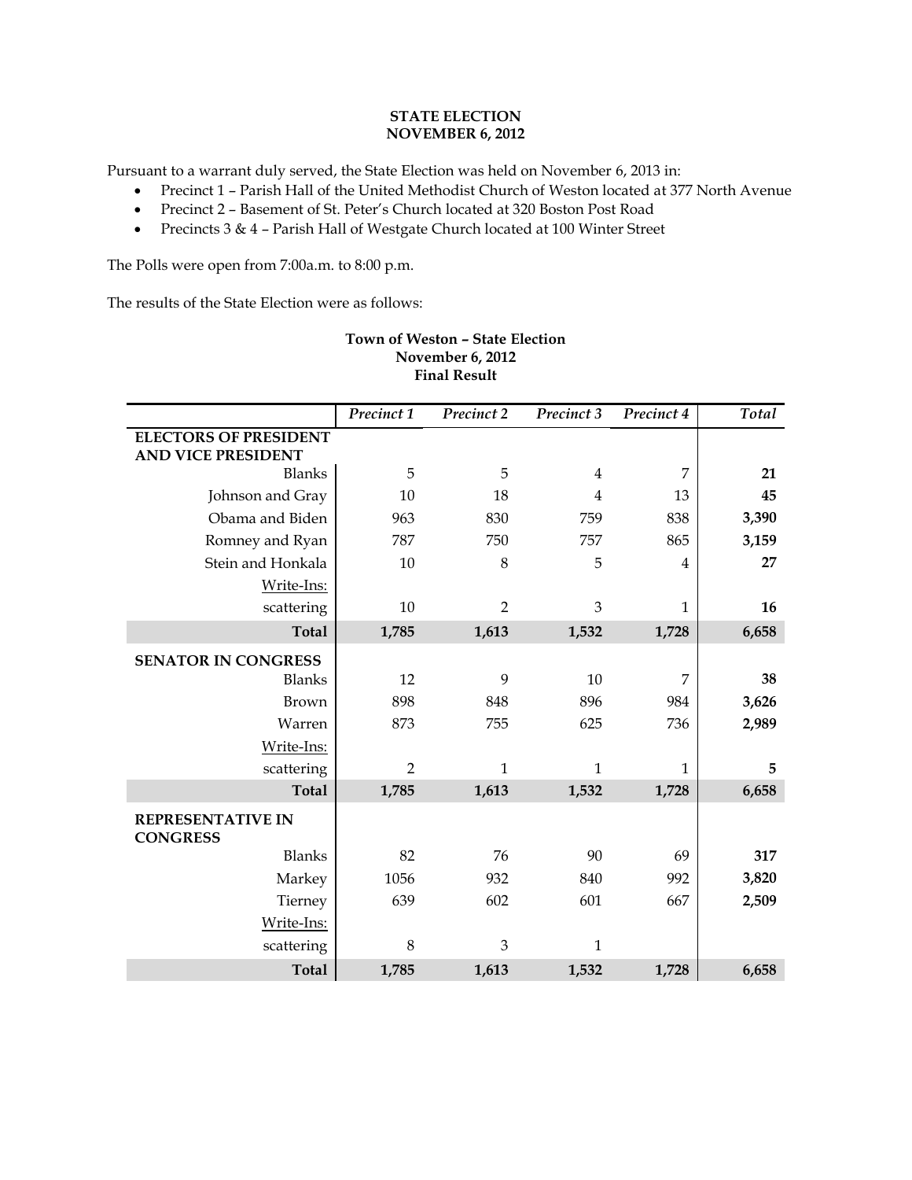**STATE ELECTION**
**NOVEMBER 6, 2012**

Pursuant to a warrant duly served, the State Election was held on November 6, 2013 in:

- Precinct 1 – Parish Hall of the United Methodist Church of Weston located at 377 North Avenue
- Precinct 2 – Basement of St. Peter's Church located at 320 Boston Post Road
- Precincts 3 & 4 – Parish Hall of Westgate Church located at 100 Winter Street

The Polls were open from 7:00a.m. to 8:00 p.m.

The results of the State Election were as follows:

**Town of Weston – State Election**
**November 6, 2012**
**Final Result**

| | *Precinct 1* | *Precinct 2* | *Precinct 3* | *Precinct 4* | *Total* |
|---|---|---|---|---|---|
| **ELECTORS OF PRESIDENT AND VICE PRESIDENT** | | | | | |
| Blanks | 5 | 5 | 4 | 7 | **21** |
| Johnson and Gray | 10 | 18 | 4 | 13 | **45** |
| Obama and Biden | 963 | 830 | 759 | 838 | **3,390** |
| Romney and Ryan | 787 | 750 | 757 | 865 | **3,159** |
| Stein and Honkala | 10 | 8 | 5 | 4 | **27** |
| Write-Ins: | | | | | |
| scattering | 10 | 2 | 3 | 1 | **16** |
| **Total** | **1,785** | **1,613** | **1,532** | **1,728** | **6,658** |
| **SENATOR IN CONGRESS** | | | | | |
| Blanks | 12 | 9 | 10 | 7 | **38** |
| Brown | 898 | 848 | 896 | 984 | **3,626** |
| Warren | 873 | 755 | 625 | 736 | **2,989** |
| Write-Ins: | | | | | |
| scattering | 2 | 1 | 1 | 1 | **5** |
| **Total** | **1,785** | **1,613** | **1,532** | **1,728** | **6,658** |
| **REPRESENTATIVE IN CONGRESS** | | | | | |
| Blanks | 82 | 76 | 90 | 69 | **317** |
| Markey | 1056 | 932 | 840 | 992 | **3,820** |
| Tierney | 639 | 602 | 601 | 667 | **2,509** |
| Write-Ins: | | | | | |
| scattering | 8 | 3 | 1 | | |
| **Total** | **1,785** | **1,613** | **1,532** | **1,728** | **6,658** |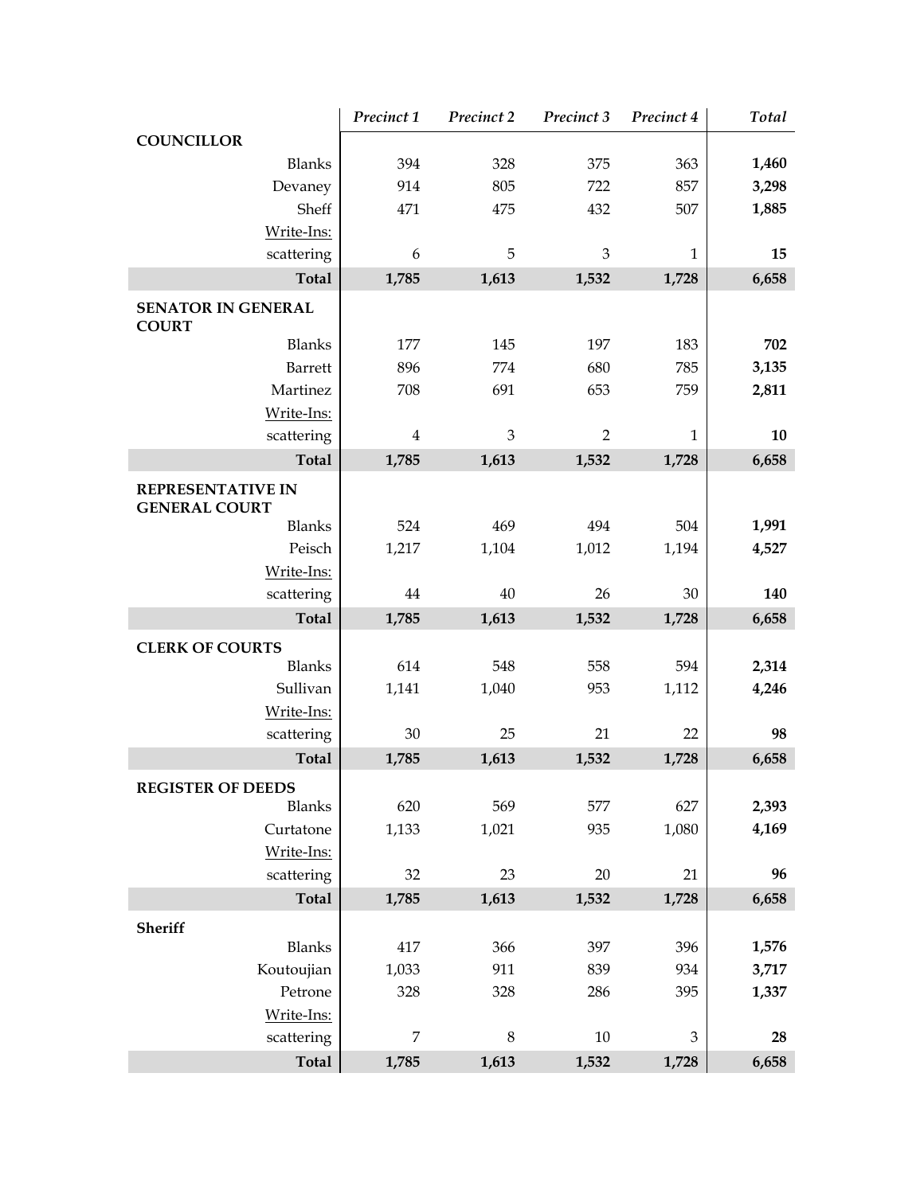| | *Precinct 1* | *Precinct 2* | *Precinct 3* | *Precinct 4* | *Total* |
|---|---|---|---|---|---|
| **COUNCILLOR** | | | | | |
| Blanks | 394 | 328 | 375 | 363 | **1,460** |
| Devaney | 914 | 805 | 722 | 857 | **3,298** |
| Sheff | 471 | 475 | 432 | 507 | **1,885** |
| Write-Ins: | | | | | |
| scattering | 6 | 5 | 3 | 1 | **15** |
| **Total** | **1,785** | **1,613** | **1,532** | **1,728** | **6,658** |
| **SENATOR IN GENERAL COURT** | | | | | |
| Blanks | 177 | 145 | 197 | 183 | **702** |
| Barrett | 896 | 774 | 680 | 785 | **3,135** |
| Martinez | 708 | 691 | 653 | 759 | **2,811** |
| Write-Ins: | | | | | |
| scattering | 4 | 3 | 2 | 1 | **10** |
| **Total** | **1,785** | **1,613** | **1,532** | **1,728** | **6,658** |
| **REPRESENTATIVE IN GENERAL COURT** | | | | | |
| Blanks | 524 | 469 | 494 | 504 | **1,991** |
| Peisch | 1,217 | 1,104 | 1,012 | 1,194 | **4,527** |
| Write-Ins: | | | | | |
| scattering | 44 | 40 | 26 | 30 | **140** |
| **Total** | **1,785** | **1,613** | **1,532** | **1,728** | **6,658** |
| **CLERK OF COURTS** | | | | | |
| Blanks | 614 | 548 | 558 | 594 | **2,314** |
| Sullivan | 1,141 | 1,040 | 953 | 1,112 | **4,246** |
| Write-Ins: | | | | | |
| scattering | 30 | 25 | 21 | 22 | **98** |
| **Total** | **1,785** | **1,613** | **1,532** | **1,728** | **6,658** |
| **REGISTER OF DEEDS** | | | | | |
| Blanks | 620 | 569 | 577 | 627 | **2,393** |
| Curtatone | 1,133 | 1,021 | 935 | 1,080 | **4,169** |
| Write-Ins: | | | | | |
| scattering | 32 | 23 | 20 | 21 | **96** |
| **Total** | **1,785** | **1,613** | **1,532** | **1,728** | **6,658** |
| **Sheriff** | | | | | |
| Blanks | 417 | 366 | 397 | 396 | **1,576** |
| Koutoujian | 1,033 | 911 | 839 | 934 | **3,717** |
| Petrone | 328 | 328 | 286 | 395 | **1,337** |
| Write-Ins: | | | | | |
| scattering | 7 | 8 | 10 | 3 | **28** |
| **Total** | **1,785** | **1,613** | **1,532** | **1,728** | **6,658** |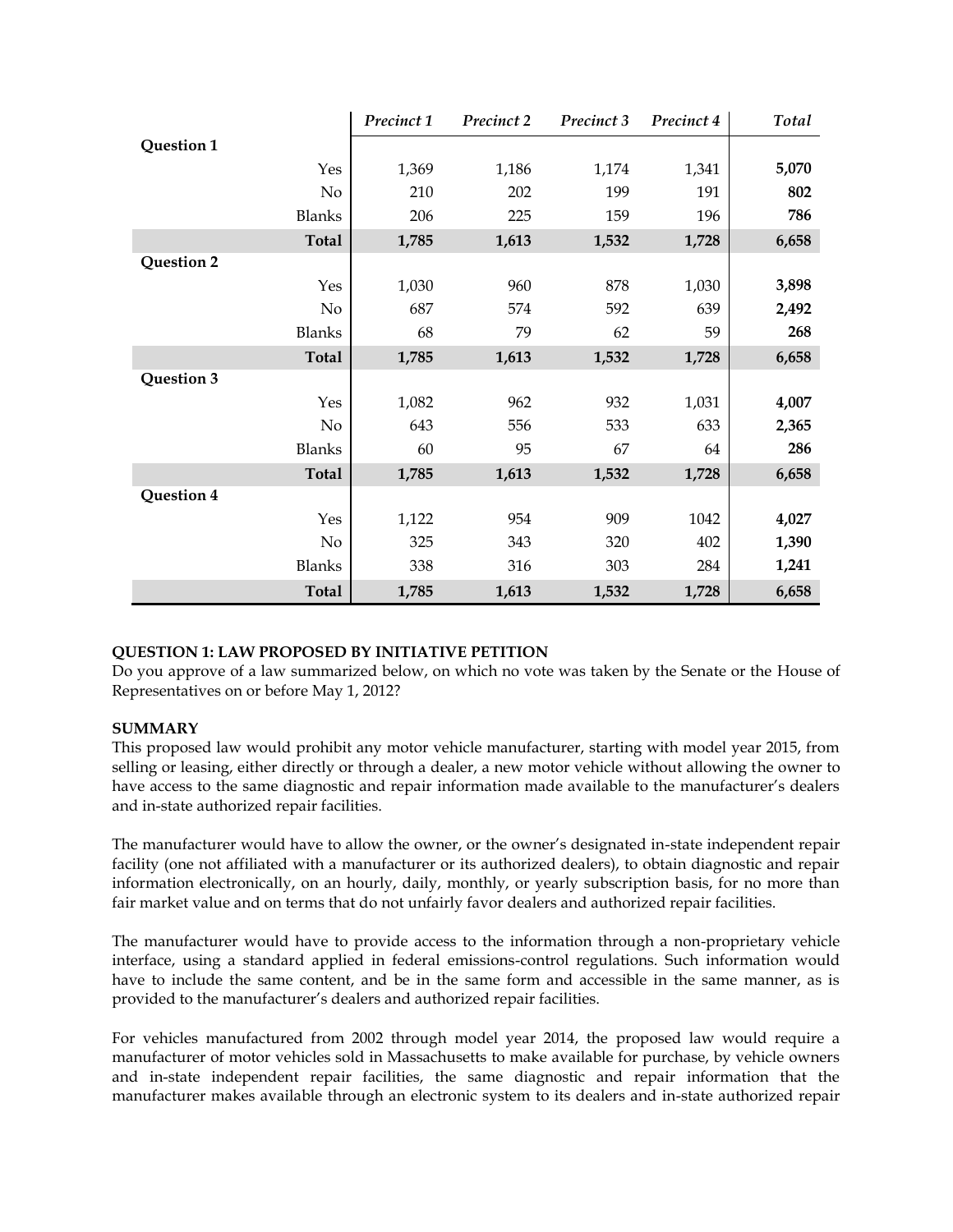| | Precinct 1 | Precinct 2 | Precinct 3 | Precinct 4 | Total |
|---|---|---|---|---|---|
| **Question 1** | | | | | |
| Yes | 1,369 | 1,186 | 1,174 | 1,341 | **5,070** |
| No | 210 | 202 | 199 | 191 | **802** |
| Blanks | 206 | 225 | 159 | 196 | **786** |
| **Total** | **1,785** | **1,613** | **1,532** | **1,728** | **6,658** |
| **Question 2** | | | | | |
| Yes | 1,030 | 960 | 878 | 1,030 | **3,898** |
| No | 687 | 574 | 592 | 639 | **2,492** |
| Blanks | 68 | 79 | 62 | 59 | **268** |
| **Total** | **1,785** | **1,613** | **1,532** | **1,728** | **6,658** |
| **Question 3** | | | | | |
| Yes | 1,082 | 962 | 932 | 1,031 | **4,007** |
| No | 643 | 556 | 533 | 633 | **2,365** |
| Blanks | 60 | 95 | 67 | 64 | **286** |
| **Total** | **1,785** | **1,613** | **1,532** | **1,728** | **6,658** |
| **Question 4** | | | | | |
| Yes | 1,122 | 954 | 909 | 1042 | **4,027** |
| No | 325 | 343 | 320 | 402 | **1,390** |
| Blanks | 338 | 316 | 303 | 284 | **1,241** |
| **Total** | **1,785** | **1,613** | **1,532** | **1,728** | **6,658** |

**QUESTION 1: LAW PROPOSED BY INITIATIVE PETITION**

Do you approve of a law summarized below, on which no vote was taken by the Senate or the House of Representatives on or before May 1, 2012?

**SUMMARY**

This proposed law would prohibit any motor vehicle manufacturer, starting with model year 2015, from selling or leasing, either directly or through a dealer, a new motor vehicle without allowing the owner to have access to the same diagnostic and repair information made available to the manufacturer's dealers and in-state authorized repair facilities.

The manufacturer would have to allow the owner, or the owner's designated in-state independent repair facility (one not affiliated with a manufacturer or its authorized dealers), to obtain diagnostic and repair information electronically, on an hourly, daily, monthly, or yearly subscription basis, for no more than fair market value and on terms that do not unfairly favor dealers and authorized repair facilities.

The manufacturer would have to provide access to the information through a non-proprietary vehicle interface, using a standard applied in federal emissions-control regulations. Such information would have to include the same content, and be in the same form and accessible in the same manner, as is provided to the manufacturer's dealers and authorized repair facilities.

For vehicles manufactured from 2002 through model year 2014, the proposed law would require a manufacturer of motor vehicles sold in Massachusetts to make available for purchase, by vehicle owners and in-state independent repair facilities, the same diagnostic and repair information that the manufacturer makes available through an electronic system to its dealers and in-state authorized repair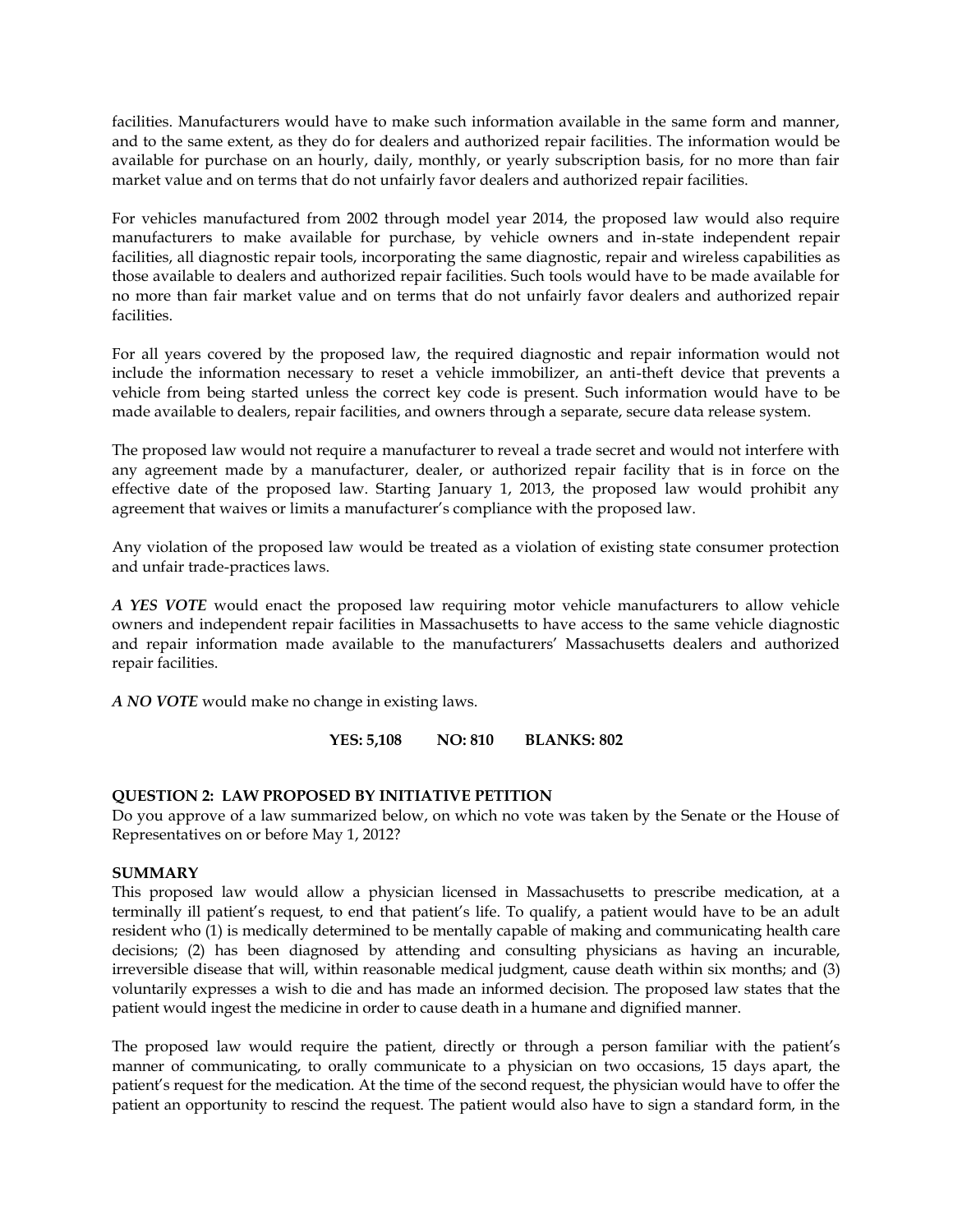facilities. Manufacturers would have to make such information available in the same form and manner, and to the same extent, as they do for dealers and authorized repair facilities. The information would be available for purchase on an hourly, daily, monthly, or yearly subscription basis, for no more than fair market value and on terms that do not unfairly favor dealers and authorized repair facilities.

For vehicles manufactured from 2002 through model year 2014, the proposed law would also require manufacturers to make available for purchase, by vehicle owners and in-state independent repair facilities, all diagnostic repair tools, incorporating the same diagnostic, repair and wireless capabilities as those available to dealers and authorized repair facilities. Such tools would have to be made available for no more than fair market value and on terms that do not unfairly favor dealers and authorized repair facilities.

For all years covered by the proposed law, the required diagnostic and repair information would not include the information necessary to reset a vehicle immobilizer, an anti-theft device that prevents a vehicle from being started unless the correct key code is present. Such information would have to be made available to dealers, repair facilities, and owners through a separate, secure data release system.

The proposed law would not require a manufacturer to reveal a trade secret and would not interfere with any agreement made by a manufacturer, dealer, or authorized repair facility that is in force on the effective date of the proposed law. Starting January 1, 2013, the proposed law would prohibit any agreement that waives or limits a manufacturer's compliance with the proposed law.

Any violation of the proposed law would be treated as a violation of existing state consumer protection and unfair trade-practices laws.

***A YES VOTE*** would enact the proposed law requiring motor vehicle manufacturers to allow vehicle owners and independent repair facilities in Massachusetts to have access to the same vehicle diagnostic and repair information made available to the manufacturers' Massachusetts dealers and authorized repair facilities.

***A NO VOTE*** would make no change in existing laws.

**YES: 5,108 NO: 810 BLANKS: 802**

**QUESTION 2: LAW PROPOSED BY INITIATIVE PETITION**

Do you approve of a law summarized below, on which no vote was taken by the Senate or the House of Representatives on or before May 1, 2012?

**SUMMARY**

This proposed law would allow a physician licensed in Massachusetts to prescribe medication, at a terminally ill patient's request, to end that patient's life. To qualify, a patient would have to be an adult resident who (1) is medically determined to be mentally capable of making and communicating health care decisions; (2) has been diagnosed by attending and consulting physicians as having an incurable, irreversible disease that will, within reasonable medical judgment, cause death within six months; and (3) voluntarily expresses a wish to die and has made an informed decision. The proposed law states that the patient would ingest the medicine in order to cause death in a humane and dignified manner.

The proposed law would require the patient, directly or through a person familiar with the patient's manner of communicating, to orally communicate to a physician on two occasions, 15 days apart, the patient's request for the medication. At the time of the second request, the physician would have to offer the patient an opportunity to rescind the request. The patient would also have to sign a standard form, in the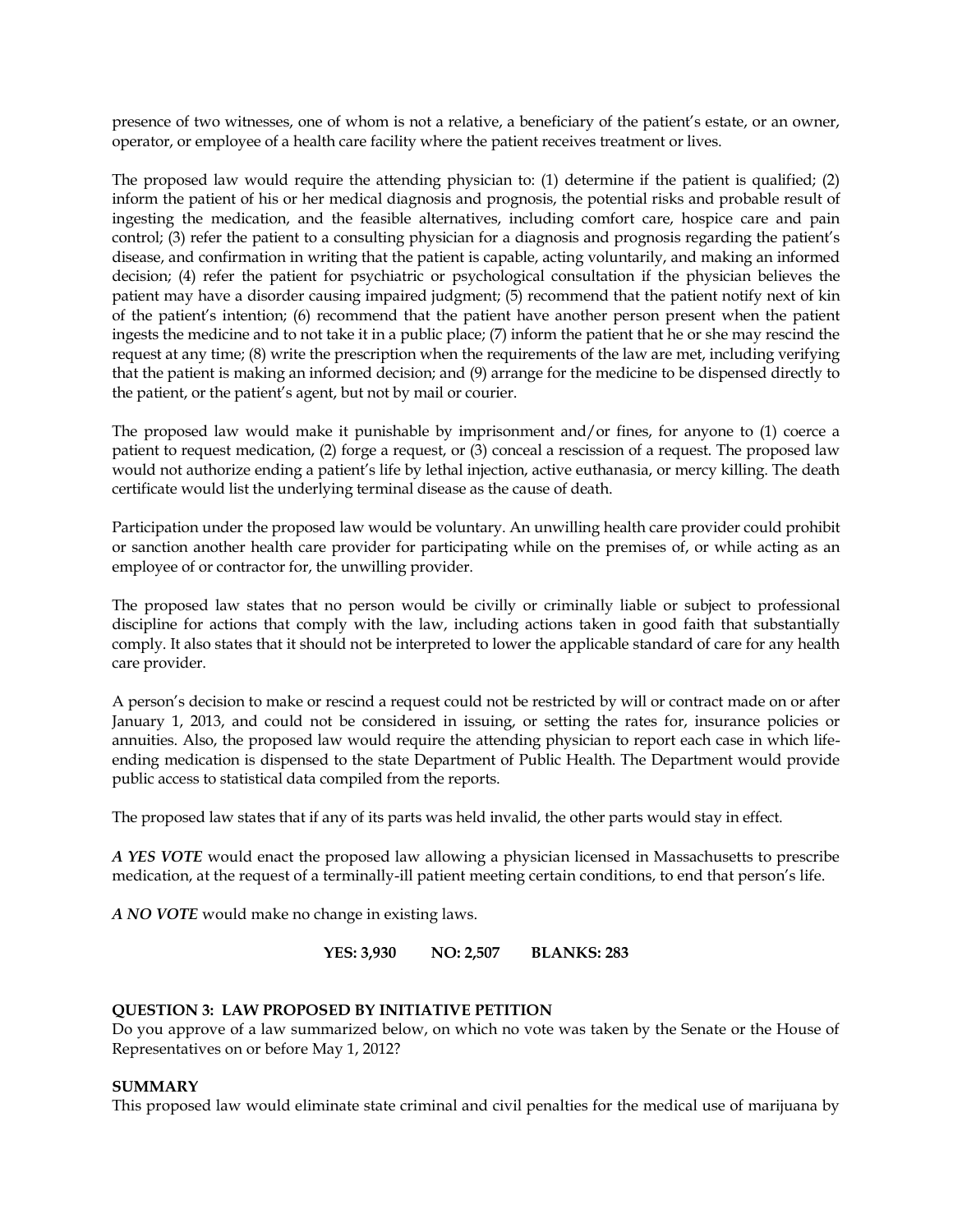presence of two witnesses, one of whom is not a relative, a beneficiary of the patient's estate, or an owner, operator, or employee of a health care facility where the patient receives treatment or lives.

The proposed law would require the attending physician to: (1) determine if the patient is qualified; (2) inform the patient of his or her medical diagnosis and prognosis, the potential risks and probable result of ingesting the medication, and the feasible alternatives, including comfort care, hospice care and pain control; (3) refer the patient to a consulting physician for a diagnosis and prognosis regarding the patient's disease, and confirmation in writing that the patient is capable, acting voluntarily, and making an informed decision; (4) refer the patient for psychiatric or psychological consultation if the physician believes the patient may have a disorder causing impaired judgment; (5) recommend that the patient notify next of kin of the patient's intention; (6) recommend that the patient have another person present when the patient ingests the medicine and to not take it in a public place; (7) inform the patient that he or she may rescind the request at any time; (8) write the prescription when the requirements of the law are met, including verifying that the patient is making an informed decision; and (9) arrange for the medicine to be dispensed directly to the patient, or the patient's agent, but not by mail or courier.

The proposed law would make it punishable by imprisonment and/or fines, for anyone to (1) coerce a patient to request medication, (2) forge a request, or (3) conceal a rescission of a request. The proposed law would not authorize ending a patient's life by lethal injection, active euthanasia, or mercy killing. The death certificate would list the underlying terminal disease as the cause of death.

Participation under the proposed law would be voluntary. An unwilling health care provider could prohibit or sanction another health care provider for participating while on the premises of, or while acting as an employee of or contractor for, the unwilling provider.

The proposed law states that no person would be civilly or criminally liable or subject to professional discipline for actions that comply with the law, including actions taken in good faith that substantially comply. It also states that it should not be interpreted to lower the applicable standard of care for any health care provider.

A person's decision to make or rescind a request could not be restricted by will or contract made on or after January 1, 2013, and could not be considered in issuing, or setting the rates for, insurance policies or annuities. Also, the proposed law would require the attending physician to report each case in which life-ending medication is dispensed to the state Department of Public Health. The Department would provide public access to statistical data compiled from the reports.

The proposed law states that if any of its parts was held invalid, the other parts would stay in effect.

***A YES VOTE*** would enact the proposed law allowing a physician licensed in Massachusetts to prescribe medication, at the request of a terminally-ill patient meeting certain conditions, to end that person's life.

***A NO VOTE*** would make no change in existing laws.

**YES: 3,930 NO: 2,507 BLANKS: 283**

**QUESTION 3: LAW PROPOSED BY INITIATIVE PETITION**
Do you approve of a law summarized below, on which no vote was taken by the Senate or the House of Representatives on or before May 1, 2012?

**SUMMARY**
This proposed law would eliminate state criminal and civil penalties for the medical use of marijuana by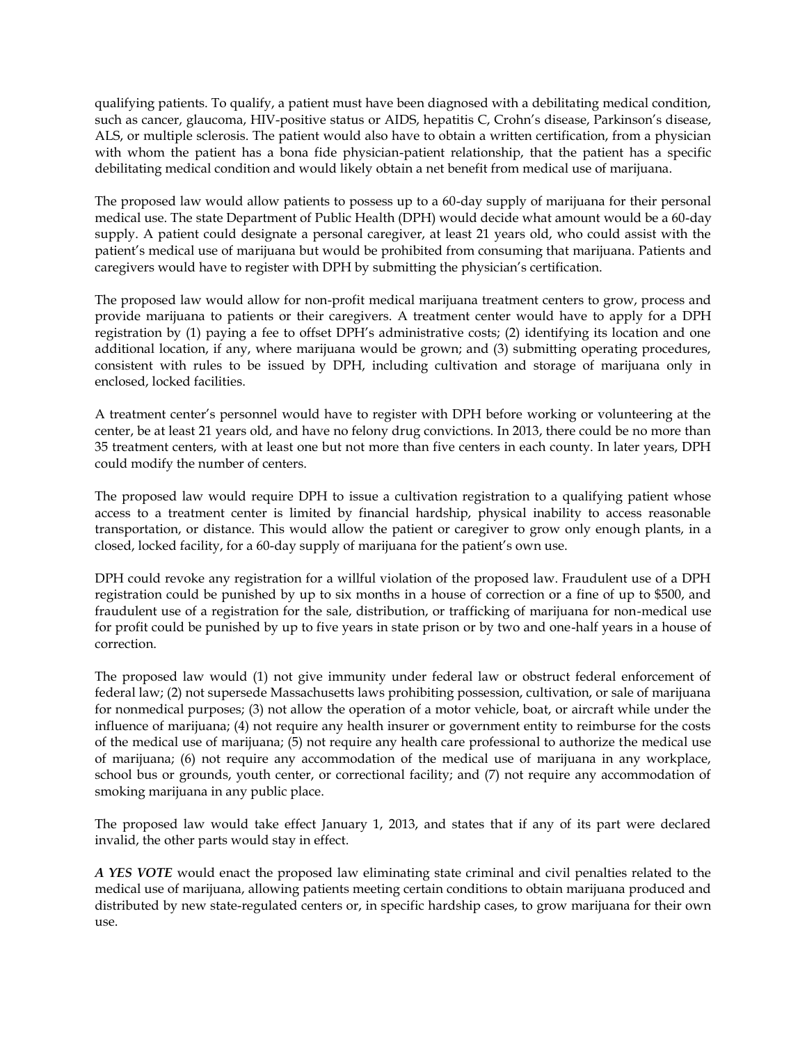qualifying patients. To qualify, a patient must have been diagnosed with a debilitating medical condition, such as cancer, glaucoma, HIV-positive status or AIDS, hepatitis C, Crohn's disease, Parkinson's disease, ALS, or multiple sclerosis. The patient would also have to obtain a written certification, from a physician with whom the patient has a bona fide physician-patient relationship, that the patient has a specific debilitating medical condition and would likely obtain a net benefit from medical use of marijuana.

The proposed law would allow patients to possess up to a 60-day supply of marijuana for their personal medical use. The state Department of Public Health (DPH) would decide what amount would be a 60-day supply. A patient could designate a personal caregiver, at least 21 years old, who could assist with the patient's medical use of marijuana but would be prohibited from consuming that marijuana. Patients and caregivers would have to register with DPH by submitting the physician's certification.

The proposed law would allow for non-profit medical marijuana treatment centers to grow, process and provide marijuana to patients or their caregivers. A treatment center would have to apply for a DPH registration by (1) paying a fee to offset DPH's administrative costs; (2) identifying its location and one additional location, if any, where marijuana would be grown; and (3) submitting operating procedures, consistent with rules to be issued by DPH, including cultivation and storage of marijuana only in enclosed, locked facilities.

A treatment center's personnel would have to register with DPH before working or volunteering at the center, be at least 21 years old, and have no felony drug convictions. In 2013, there could be no more than 35 treatment centers, with at least one but not more than five centers in each county. In later years, DPH could modify the number of centers.

The proposed law would require DPH to issue a cultivation registration to a qualifying patient whose access to a treatment center is limited by financial hardship, physical inability to access reasonable transportation, or distance. This would allow the patient or caregiver to grow only enough plants, in a closed, locked facility, for a 60-day supply of marijuana for the patient's own use.

DPH could revoke any registration for a willful violation of the proposed law. Fraudulent use of a DPH registration could be punished by up to six months in a house of correction or a fine of up to $500, and fraudulent use of a registration for the sale, distribution, or trafficking of marijuana for non-medical use for profit could be punished by up to five years in state prison or by two and one-half years in a house of correction.

The proposed law would (1) not give immunity under federal law or obstruct federal enforcement of federal law; (2) not supersede Massachusetts laws prohibiting possession, cultivation, or sale of marijuana for nonmedical purposes; (3) not allow the operation of a motor vehicle, boat, or aircraft while under the influence of marijuana; (4) not require any health insurer or government entity to reimburse for the costs of the medical use of marijuana; (5) not require any health care professional to authorize the medical use of marijuana; (6) not require any accommodation of the medical use of marijuana in any workplace, school bus or grounds, youth center, or correctional facility; and (7) not require any accommodation of smoking marijuana in any public place.

The proposed law would take effect January 1, 2013, and states that if any of its part were declared invalid, the other parts would stay in effect.

***A YES VOTE*** would enact the proposed law eliminating state criminal and civil penalties related to the medical use of marijuana, allowing patients meeting certain conditions to obtain marijuana produced and distributed by new state-regulated centers or, in specific hardship cases, to grow marijuana for their own use.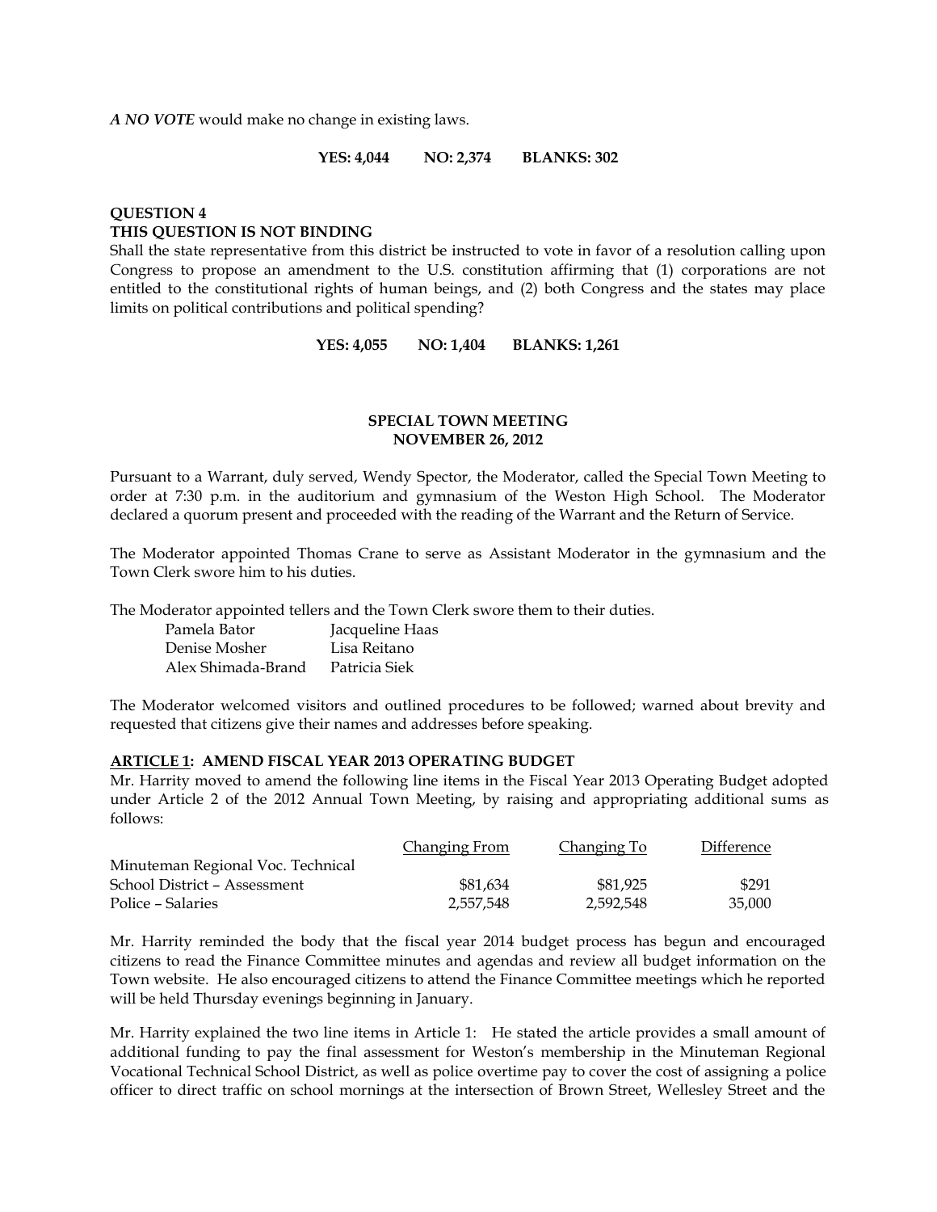*A NO VOTE* would make no change in existing laws.

**YES: 4,044 NO: 2,374 BLANKS: 302**

**QUESTION 4**
**THIS QUESTION IS NOT BINDING**
Shall the state representative from this district be instructed to vote in favor of a resolution calling upon Congress to propose an amendment to the U.S. constitution affirming that (1) corporations are not entitled to the constitutional rights of human beings, and (2) both Congress and the states may place limits on political contributions and political spending?

**YES: 4,055 NO: 1,404 BLANKS: 1,261**

## SPECIAL TOWN MEETING
## NOVEMBER 26, 2012

Pursuant to a Warrant, duly served, Wendy Spector, the Moderator, called the Special Town Meeting to order at 7:30 p.m. in the auditorium and gymnasium of the Weston High School. The Moderator declared a quorum present and proceeded with the reading of the Warrant and the Return of Service.

The Moderator appointed Thomas Crane to serve as Assistant Moderator in the gymnasium and the Town Clerk swore him to his duties.

The Moderator appointed tellers and the Town Clerk swore them to their duties.

| | |
|---|---|
| Pamela Bator | Jacqueline Haas |
| Denise Mosher | Lisa Reitano |
| Alex Shimada-Brand | Patricia Siek |

The Moderator welcomed visitors and outlined procedures to be followed; warned about brevity and requested that citizens give their names and addresses before speaking.

**ARTICLE 1: AMEND FISCAL YEAR 2013 OPERATING BUDGET**
Mr. Harrity moved to amend the following line items in the Fiscal Year 2013 Operating Budget adopted under Article 2 of the 2012 Annual Town Meeting, by raising and appropriating additional sums as follows:

| | Changing From | Changing To | Difference |
|---|---|---|---|
| Minuteman Regional Voc. Technical School District – Assessment | $81,634 | $81,925 | $291 |
| Police – Salaries | 2,557,548 | 2,592,548 | 35,000 |

Mr. Harrity reminded the body that the fiscal year 2014 budget process has begun and encouraged citizens to read the Finance Committee minutes and agendas and review all budget information on the Town website. He also encouraged citizens to attend the Finance Committee meetings which he reported will be held Thursday evenings beginning in January.

Mr. Harrity explained the two line items in Article 1: He stated the article provides a small amount of additional funding to pay the final assessment for Weston's membership in the Minuteman Regional Vocational Technical School District, as well as police overtime pay to cover the cost of assigning a police officer to direct traffic on school mornings at the intersection of Brown Street, Wellesley Street and the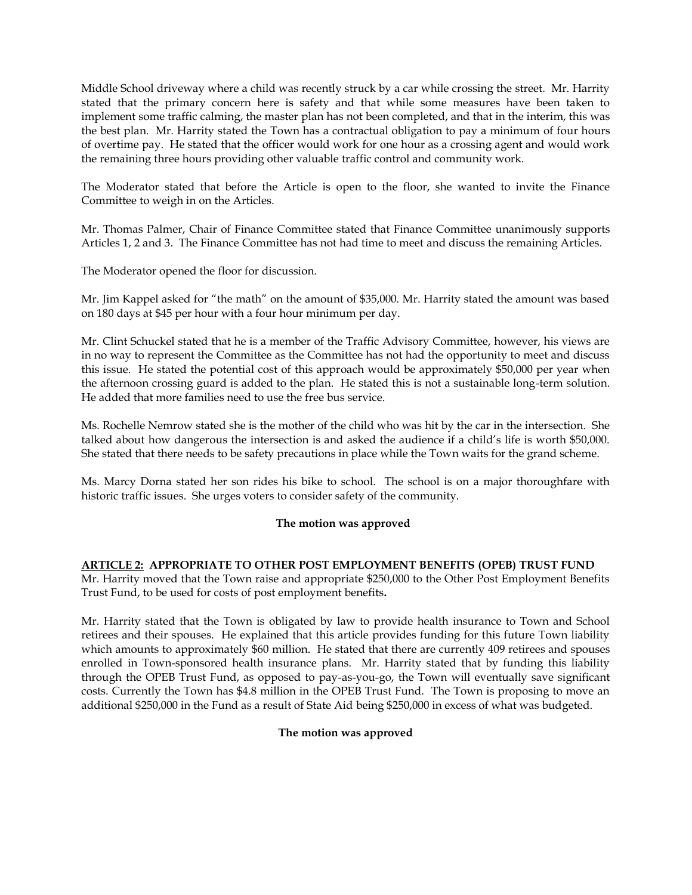Middle School driveway where a child was recently struck by a car while crossing the street. Mr. Harrity stated that the primary concern here is safety and that while some measures have been taken to implement some traffic calming, the master plan has not been completed, and that in the interim, this was the best plan. Mr. Harrity stated the Town has a contractual obligation to pay a minimum of four hours of overtime pay. He stated that the officer would work for one hour as a crossing agent and would work the remaining three hours providing other valuable traffic control and community work.

The Moderator stated that before the Article is open to the floor, she wanted to invite the Finance Committee to weigh in on the Articles.

Mr. Thomas Palmer, Chair of Finance Committee stated that Finance Committee unanimously supports Articles 1, 2 and 3. The Finance Committee has not had time to meet and discuss the remaining Articles.

The Moderator opened the floor for discussion.

Mr. Jim Kappel asked for "the math" on the amount of $35,000. Mr. Harrity stated the amount was based on 180 days at $45 per hour with a four hour minimum per day.

Mr. Clint Schuckel stated that he is a member of the Traffic Advisory Committee, however, his views are in no way to represent the Committee as the Committee has not had the opportunity to meet and discuss this issue. He stated the potential cost of this approach would be approximately $50,000 per year when the afternoon crossing guard is added to the plan. He stated this is not a sustainable long-term solution. He added that more families need to use the free bus service.

Ms. Rochelle Nemrow stated she is the mother of the child who was hit by the car in the intersection. She talked about how dangerous the intersection is and asked the audience if a child's life is worth $50,000. She stated that there needs to be safety precautions in place while the Town waits for the grand scheme.

Ms. Marcy Dorna stated her son rides his bike to school. The school is on a major thoroughfare with historic traffic issues. She urges voters to consider safety of the community.

**The motion was approved**

**ARTICLE 2: APPROPRIATE TO OTHER POST EMPLOYMENT BENEFITS (OPEB) TRUST FUND**

Mr. Harrity moved that the Town raise and appropriate $250,000 to the Other Post Employment Benefits Trust Fund, to be used for costs of post employment benefits**.**

Mr. Harrity stated that the Town is obligated by law to provide health insurance to Town and School retirees and their spouses. He explained that this article provides funding for this future Town liability which amounts to approximately $60 million. He stated that there are currently 409 retirees and spouses enrolled in Town-sponsored health insurance plans. Mr. Harrity stated that by funding this liability through the OPEB Trust Fund, as opposed to pay-as-you-go, the Town will eventually save significant costs. Currently the Town has $4.8 million in the OPEB Trust Fund. The Town is proposing to move an additional $250,000 in the Fund as a result of State Aid being $250,000 in excess of what was budgeted.

**The motion was approved**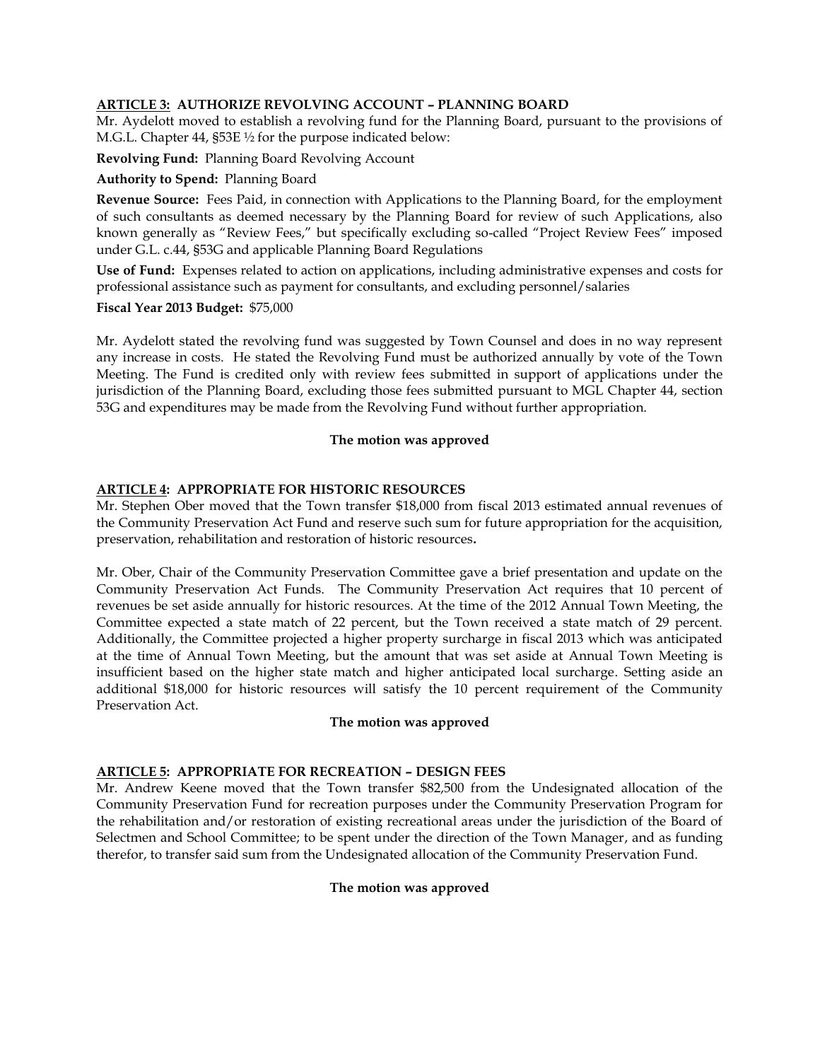**ARTICLE 3: AUTHORIZE REVOLVING ACCOUNT – PLANNING BOARD**

Mr. Aydelott moved to establish a revolving fund for the Planning Board, pursuant to the provisions of M.G.L. Chapter 44, §53E ½ for the purpose indicated below:

**Revolving Fund:** Planning Board Revolving Account

**Authority to Spend:** Planning Board

**Revenue Source:** Fees Paid, in connection with Applications to the Planning Board, for the employment of such consultants as deemed necessary by the Planning Board for review of such Applications, also known generally as "Review Fees," but specifically excluding so-called "Project Review Fees" imposed under G.L. c.44, §53G and applicable Planning Board Regulations

**Use of Fund:** Expenses related to action on applications, including administrative expenses and costs for professional assistance such as payment for consultants, and excluding personnel/salaries

**Fiscal Year 2013 Budget:** $75,000

Mr. Aydelott stated the revolving fund was suggested by Town Counsel and does in no way represent any increase in costs. He stated the Revolving Fund must be authorized annually by vote of the Town Meeting. The Fund is credited only with review fees submitted in support of applications under the jurisdiction of the Planning Board, excluding those fees submitted pursuant to MGL Chapter 44, section 53G and expenditures may be made from the Revolving Fund without further appropriation.

**The motion was approved**

**ARTICLE 4: APPROPRIATE FOR HISTORIC RESOURCES**

Mr. Stephen Ober moved that the Town transfer $18,000 from fiscal 2013 estimated annual revenues of the Community Preservation Act Fund and reserve such sum for future appropriation for the acquisition, preservation, rehabilitation and restoration of historic resources**.**

Mr. Ober, Chair of the Community Preservation Committee gave a brief presentation and update on the Community Preservation Act Funds. The Community Preservation Act requires that 10 percent of revenues be set aside annually for historic resources. At the time of the 2012 Annual Town Meeting, the Committee expected a state match of 22 percent, but the Town received a state match of 29 percent. Additionally, the Committee projected a higher property surcharge in fiscal 2013 which was anticipated at the time of Annual Town Meeting, but the amount that was set aside at Annual Town Meeting is insufficient based on the higher state match and higher anticipated local surcharge. Setting aside an additional $18,000 for historic resources will satisfy the 10 percent requirement of the Community Preservation Act.

**The motion was approved**

**ARTICLE 5: APPROPRIATE FOR RECREATION – DESIGN FEES**

Mr. Andrew Keene moved that the Town transfer $82,500 from the Undesignated allocation of the Community Preservation Fund for recreation purposes under the Community Preservation Program for the rehabilitation and/or restoration of existing recreational areas under the jurisdiction of the Board of Selectmen and School Committee; to be spent under the direction of the Town Manager, and as funding therefor, to transfer said sum from the Undesignated allocation of the Community Preservation Fund.

**The motion was approved**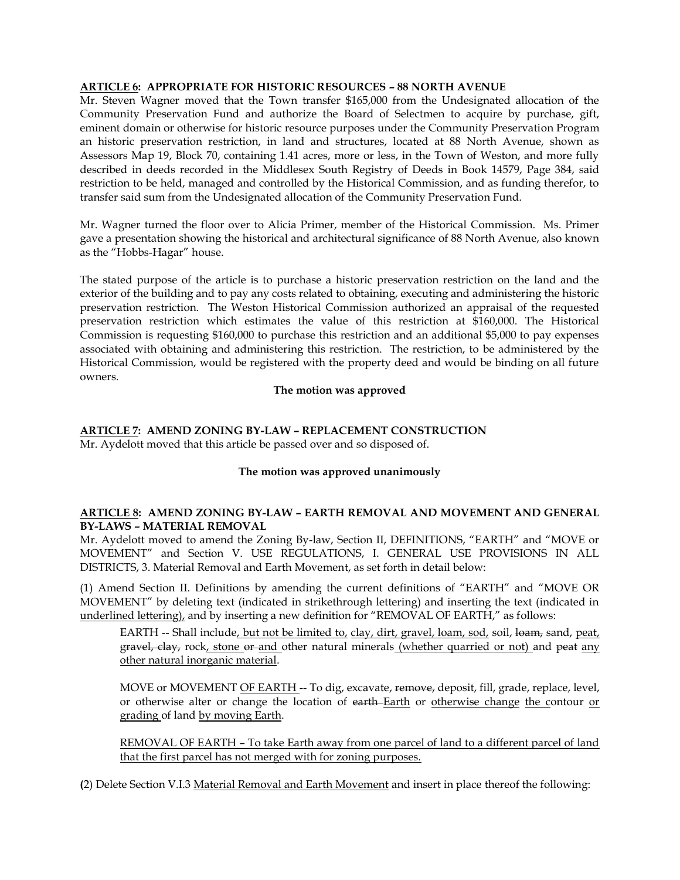**<u>ARTICLE 6</u>: APPROPRIATE FOR HISTORIC RESOURCES – 88 NORTH AVENUE**

Mr. Steven Wagner moved that the Town transfer $165,000 from the Undesignated allocation of the Community Preservation Fund and authorize the Board of Selectmen to acquire by purchase, gift, eminent domain or otherwise for historic resource purposes under the Community Preservation Program an historic preservation restriction, in land and structures, located at 88 North Avenue, shown as Assessors Map 19, Block 70, containing 1.41 acres, more or less, in the Town of Weston, and more fully described in deeds recorded in the Middlesex South Registry of Deeds in Book 14579, Page 384, said restriction to be held, managed and controlled by the Historical Commission, and as funding therefor, to transfer said sum from the Undesignated allocation of the Community Preservation Fund.

Mr. Wagner turned the floor over to Alicia Primer, member of the Historical Commission. Ms. Primer gave a presentation showing the historical and architectural significance of 88 North Avenue, also known as the "Hobbs-Hagar" house.

The stated purpose of the article is to purchase a historic preservation restriction on the land and the exterior of the building and to pay any costs related to obtaining, executing and administering the historic preservation restriction. The Weston Historical Commission authorized an appraisal of the requested preservation restriction which estimates the value of this restriction at $160,000. The Historical Commission is requesting $160,000 to purchase this restriction and an additional $5,000 to pay expenses associated with obtaining and administering this restriction. The restriction, to be administered by the Historical Commission, would be registered with the property deed and would be binding on all future owners.

**The motion was approved**

**<u>ARTICLE 7</u>: AMEND ZONING BY-LAW – REPLACEMENT CONSTRUCTION**

Mr. Aydelott moved that this article be passed over and so disposed of.

**The motion was approved unanimously**

**<u>ARTICLE 8</u>: AMEND ZONING BY-LAW – EARTH REMOVAL AND MOVEMENT AND GENERAL BY-LAWS – MATERIAL REMOVAL**

Mr. Aydelott moved to amend the Zoning By-law, Section II, DEFINITIONS, "EARTH" and "MOVE or MOVEMENT" and Section V. USE REGULATIONS, I. GENERAL USE PROVISIONS IN ALL DISTRICTS, 3. Material Removal and Earth Movement, as set forth in detail below:

(1) Amend Section II. Definitions by amending the current definitions of "EARTH" and "MOVE OR MOVEMENT" by deleting text (indicated in strikethrough lettering) and inserting the text (indicated in <u>underlined lettering),</u> and by inserting a new definition for "REMOVAL OF EARTH," as follows:

> EARTH -- Shall include<u>, but not be limited to,</u> <u>clay, dirt, gravel, loam, sod,</u> soil, ~~loam,~~ sand, <u>peat,</u> ~~gravel, clay,~~ rock<u>, stone</u> ~~or~~ <u>and</u> other natural minerals <u>(whether quarried or not)</u> and ~~peat~~ <u>any other natural inorganic material</u>.
>
> MOVE or MOVEMENT <u>OF EARTH</u> -- To dig, excavate, ~~remove,~~ deposit, fill, grade, replace, level, or otherwise alter or change the location of ~~earth~~ <u>Earth</u> or <u>otherwise change</u> <u>the</u> contour <u>or grading</u> of land <u>by moving Earth</u>.
>
> <u>REMOVAL OF EARTH – To take Earth away from one parcel of land to a different parcel of land that the first parcel has not merged with for zoning purposes.</u>

(2) Delete Section V.I.3 <u>Material Removal and Earth Movement</u> and insert in place thereof the following: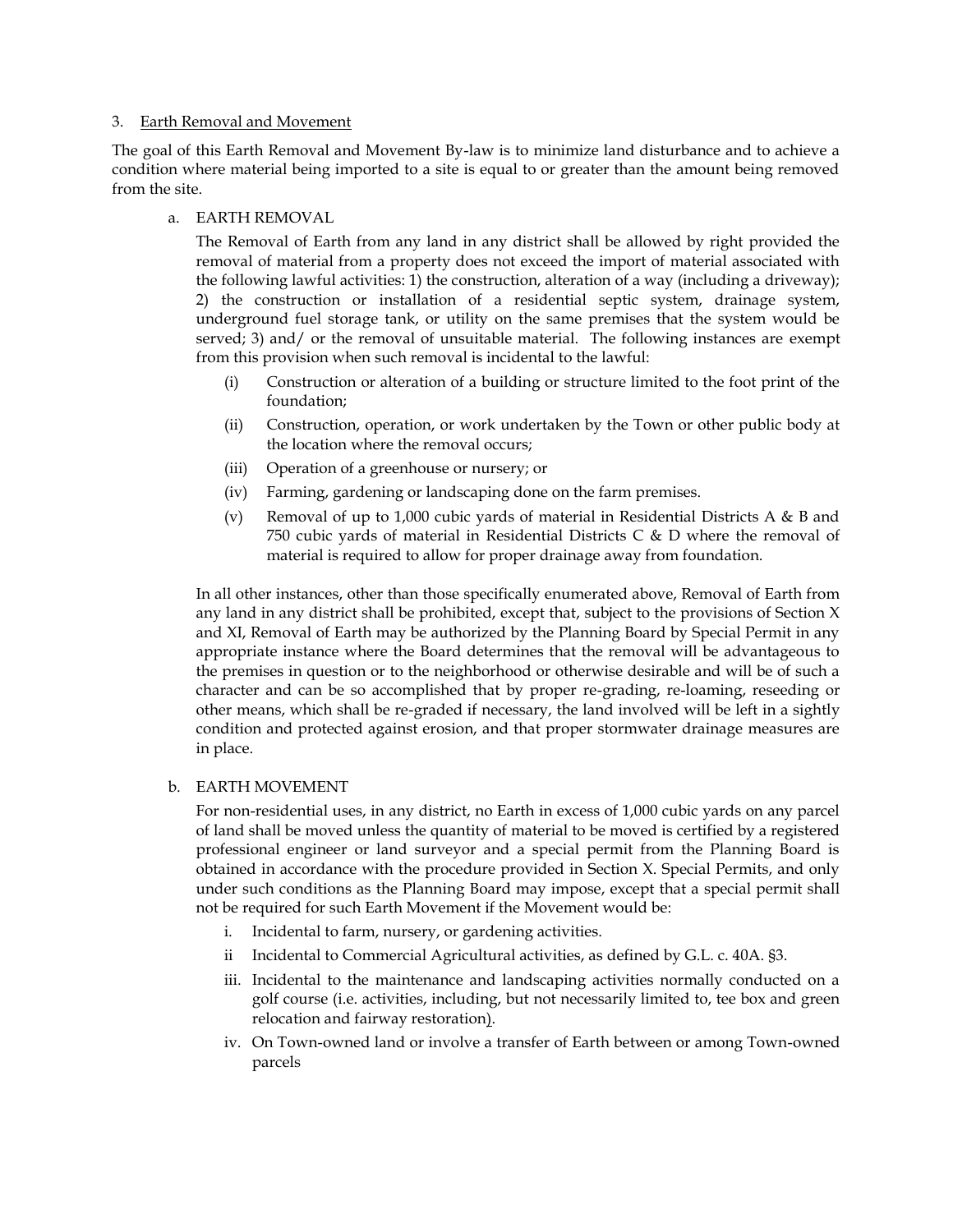3. Earth Removal and Movement

The goal of this Earth Removal and Movement By-law is to minimize land disturbance and to achieve a condition where material being imported to a site is equal to or greater than the amount being removed from the site.

a. EARTH REMOVAL

The Removal of Earth from any land in any district shall be allowed by right provided the removal of material from a property does not exceed the import of material associated with the following lawful activities: 1) the construction, alteration of a way (including a driveway); 2) the construction or installation of a residential septic system, drainage system, underground fuel storage tank, or utility on the same premises that the system would be served; 3) and/ or the removal of unsuitable material. The following instances are exempt from this provision when such removal is incidental to the lawful:

(i) Construction or alteration of a building or structure limited to the foot print of the foundation;

(ii) Construction, operation, or work undertaken by the Town or other public body at the location where the removal occurs;

(iii) Operation of a greenhouse or nursery; or

(iv) Farming, gardening or landscaping done on the farm premises.

(v) Removal of up to 1,000 cubic yards of material in Residential Districts A & B and 750 cubic yards of material in Residential Districts C & D where the removal of material is required to allow for proper drainage away from foundation.

In all other instances, other than those specifically enumerated above, Removal of Earth from any land in any district shall be prohibited, except that, subject to the provisions of Section X and XI, Removal of Earth may be authorized by the Planning Board by Special Permit in any appropriate instance where the Board determines that the removal will be advantageous to the premises in question or to the neighborhood or otherwise desirable and will be of such a character and can be so accomplished that by proper re-grading, re-loaming, reseeding or other means, which shall be re-graded if necessary, the land involved will be left in a sightly condition and protected against erosion, and that proper stormwater drainage measures are in place.

b. EARTH MOVEMENT

For non-residential uses, in any district, no Earth in excess of 1,000 cubic yards on any parcel of land shall be moved unless the quantity of material to be moved is certified by a registered professional engineer or land surveyor and a special permit from the Planning Board is obtained in accordance with the procedure provided in Section X. Special Permits, and only under such conditions as the Planning Board may impose, except that a special permit shall not be required for such Earth Movement if the Movement would be:

i. Incidental to farm, nursery, or gardening activities.

ii Incidental to Commercial Agricultural activities, as defined by G.L. c. 40A. §3.

iii. Incidental to the maintenance and landscaping activities normally conducted on a golf course (i.e. activities, including, but not necessarily limited to, tee box and green relocation and fairway restoration).

iv. On Town-owned land or involve a transfer of Earth between or among Town-owned parcels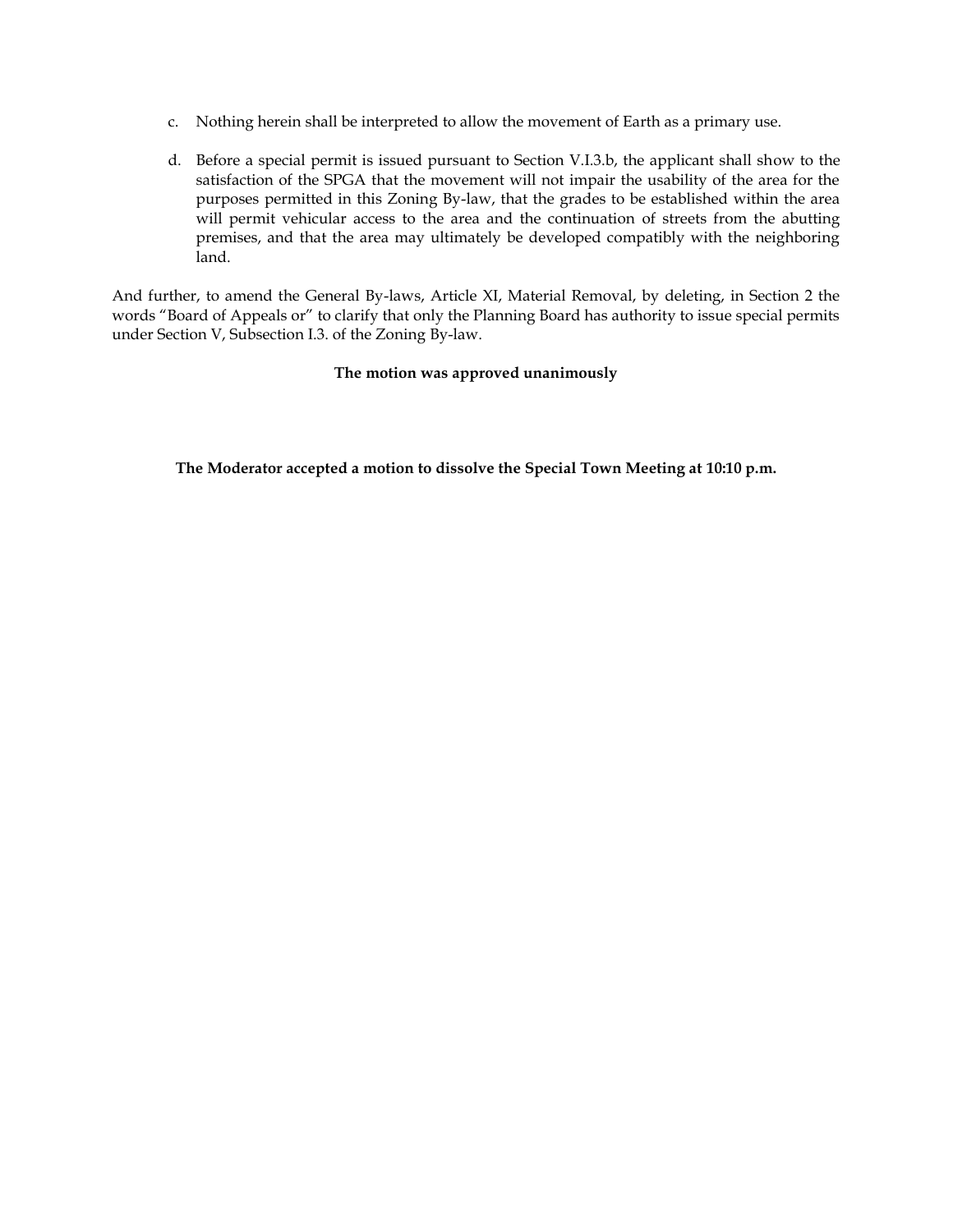c. Nothing herein shall be interpreted to allow the movement of Earth as a primary use.

d. Before a special permit is issued pursuant to Section V.I.3.b, the applicant shall show to the satisfaction of the SPGA that the movement will not impair the usability of the area for the purposes permitted in this Zoning By-law, that the grades to be established within the area will permit vehicular access to the area and the continuation of streets from the abutting premises, and that the area may ultimately be developed compatibly with the neighboring land.

And further, to amend the General By-laws, Article XI, Material Removal, by deleting, in Section 2 the words "Board of Appeals or" to clarify that only the Planning Board has authority to issue special permits under Section V, Subsection I.3. of the Zoning By-law.

**The motion was approved unanimously**

**The Moderator accepted a motion to dissolve the Special Town Meeting at 10:10 p.m.**